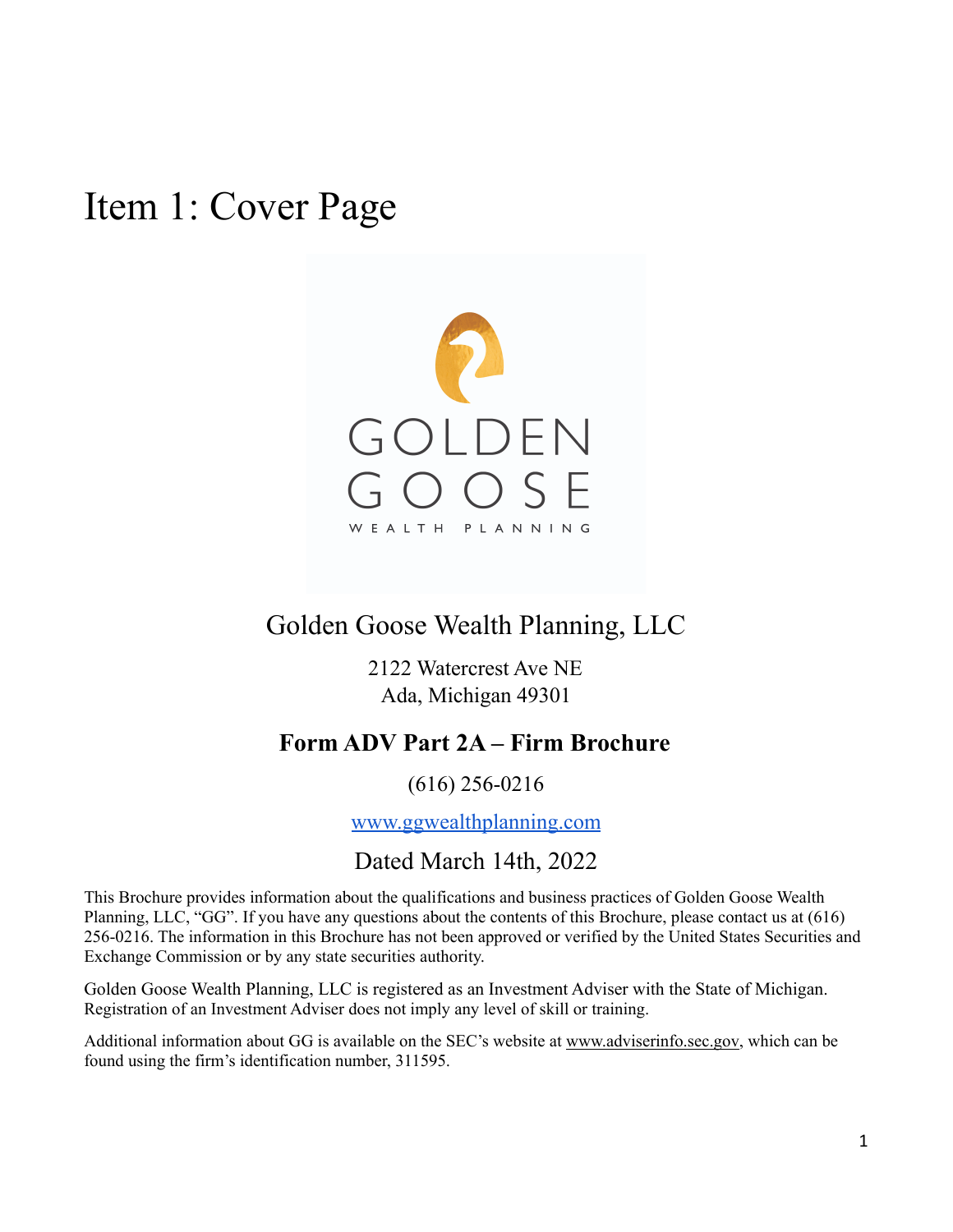# Item 1: Cover Page

GOLDEN GOOSE

WEALTH PLANNING

## Golden Goose Wealth Planning, LLC

2122 Watercrest Ave NE
Ada, Michigan 49301

**Form ADV Part 2A – Firm Brochure**

(616) 256-0216

www.ggwealthplanning.com

Dated March 14th, 2022

This Brochure provides information about the qualifications and business practices of Golden Goose Wealth Planning, LLC, "GG". If you have any questions about the contents of this Brochure, please contact us at (616) 256-0216. The information in this Brochure has not been approved or verified by the United States Securities and Exchange Commission or by any state securities authority.

Golden Goose Wealth Planning, LLC is registered as an Investment Adviser with the State of Michigan. Registration of an Investment Adviser does not imply any level of skill or training.

Additional information about GG is available on the SEC's website at www.adviserinfo.sec.gov, which can be found using the firm's identification number, 311595.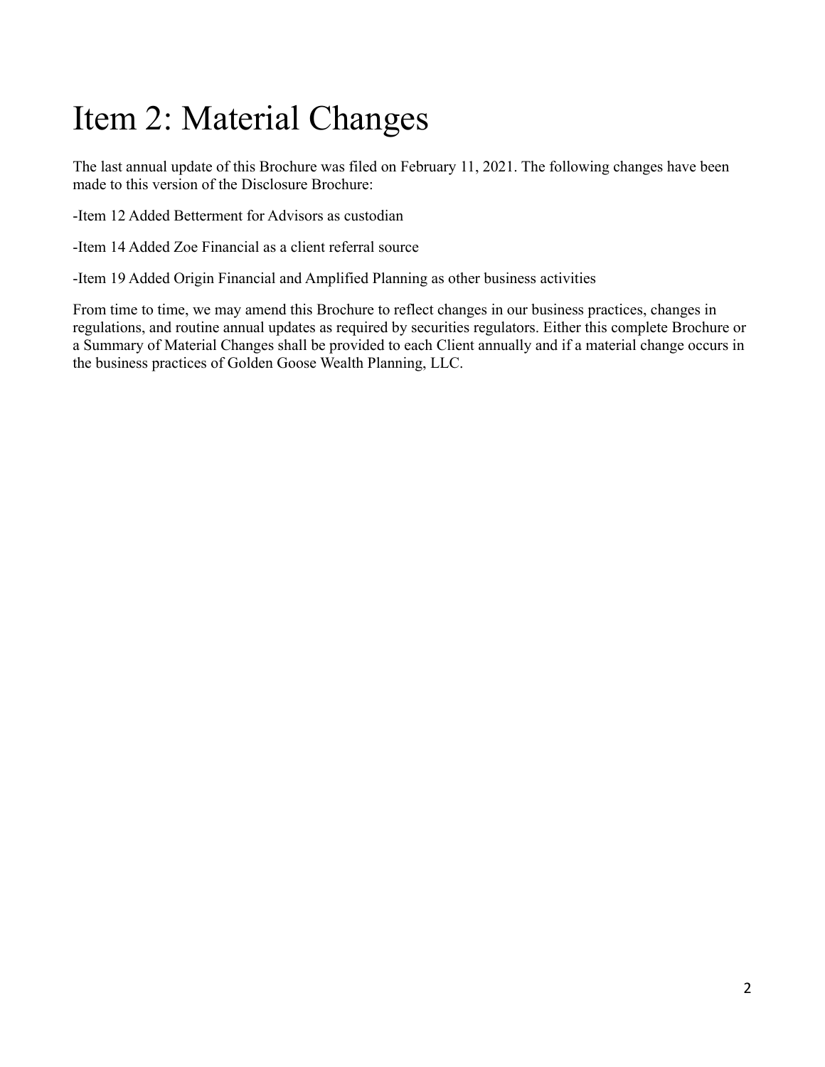# Item 2: Material Changes

The last annual update of this Brochure was filed on February 11, 2021. The following changes have been made to this version of the Disclosure Brochure:

-Item 12 Added Betterment for Advisors as custodian

-Item 14 Added Zoe Financial as a client referral source

-Item 19 Added Origin Financial and Amplified Planning as other business activities

From time to time, we may amend this Brochure to reflect changes in our business practices, changes in regulations, and routine annual updates as required by securities regulators. Either this complete Brochure or a Summary of Material Changes shall be provided to each Client annually and if a material change occurs in the business practices of Golden Goose Wealth Planning, LLC.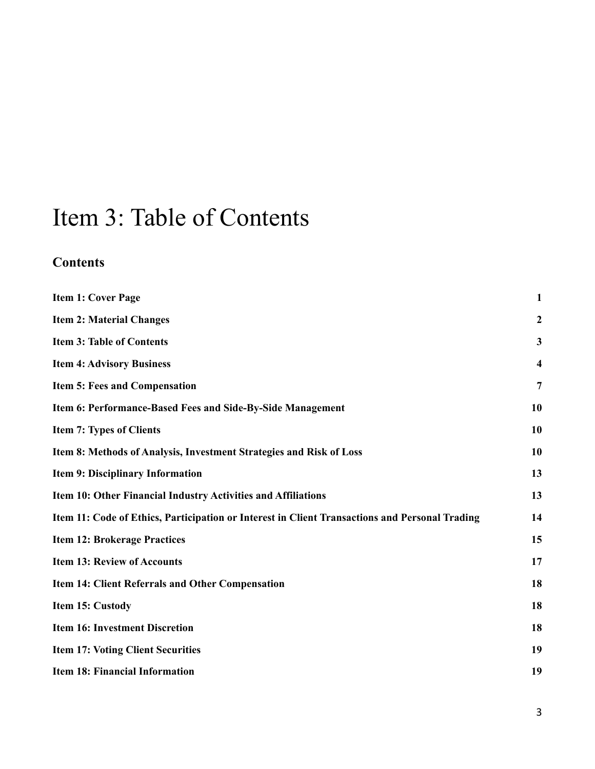# Item 3: Table of Contents

## Contents

| | |
|---|---|
| **Item 1: Cover Page** | **1** |
| **Item 2: Material Changes** | **2** |
| **Item 3: Table of Contents** | **3** |
| **Item 4: Advisory Business** | **4** |
| **Item 5: Fees and Compensation** | **7** |
| **Item 6: Performance-Based Fees and Side-By-Side Management** | **10** |
| **Item 7: Types of Clients** | **10** |
| **Item 8: Methods of Analysis, Investment Strategies and Risk of Loss** | **10** |
| **Item 9: Disciplinary Information** | **13** |
| **Item 10: Other Financial Industry Activities and Affiliations** | **13** |
| **Item 11: Code of Ethics, Participation or Interest in Client Transactions and Personal Trading** | **14** |
| **Item 12: Brokerage Practices** | **15** |
| **Item 13: Review of Accounts** | **17** |
| **Item 14: Client Referrals and Other Compensation** | **18** |
| **Item 15: Custody** | **18** |
| **Item 16: Investment Discretion** | **18** |
| **Item 17: Voting Client Securities** | **19** |
| **Item 18: Financial Information** | **19** |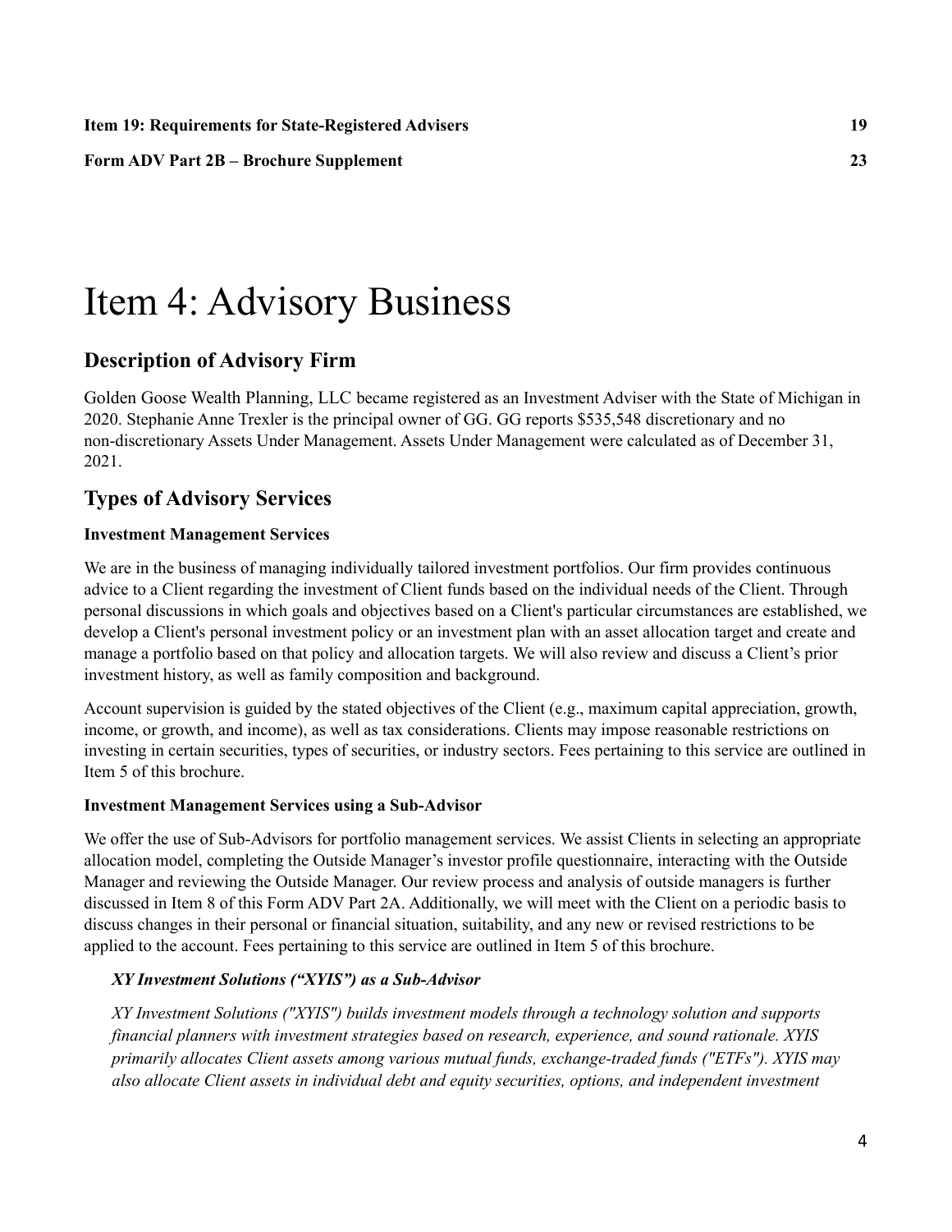| | |
|---|---|
| **Item 19: Requirements for State-Registered Advisers** | **19** |
| **Form ADV Part 2B – Brochure Supplement** | **23** |

# Item 4: Advisory Business

## Description of Advisory Firm

Golden Goose Wealth Planning, LLC became registered as an Investment Adviser with the State of Michigan in 2020. Stephanie Anne Trexler is the principal owner of GG. GG reports $535,548 discretionary and no non-discretionary Assets Under Management. Assets Under Management were calculated as of December 31, 2021.

## Types of Advisory Services

**Investment Management Services**

We are in the business of managing individually tailored investment portfolios. Our firm provides continuous advice to a Client regarding the investment of Client funds based on the individual needs of the Client. Through personal discussions in which goals and objectives based on a Client's particular circumstances are established, we develop a Client's personal investment policy or an investment plan with an asset allocation target and create and manage a portfolio based on that policy and allocation targets. We will also review and discuss a Client's prior investment history, as well as family composition and background.

Account supervision is guided by the stated objectives of the Client (e.g., maximum capital appreciation, growth, income, or growth, and income), as well as tax considerations. Clients may impose reasonable restrictions on investing in certain securities, types of securities, or industry sectors. Fees pertaining to this service are outlined in Item 5 of this brochure.

**Investment Management Services using a Sub-Advisor**

We offer the use of Sub-Advisors for portfolio management services. We assist Clients in selecting an appropriate allocation model, completing the Outside Manager's investor profile questionnaire, interacting with the Outside Manager and reviewing the Outside Manager. Our review process and analysis of outside managers is further discussed in Item 8 of this Form ADV Part 2A. Additionally, we will meet with the Client on a periodic basis to discuss changes in their personal or financial situation, suitability, and any new or revised restrictions to be applied to the account. Fees pertaining to this service are outlined in Item 5 of this brochure.

***XY Investment Solutions ("XYIS") as a Sub-Advisor***

*XY Investment Solutions ("XYIS") builds investment models through a technology solution and supports financial planners with investment strategies based on research, experience, and sound rationale. XYIS primarily allocates Client assets among various mutual funds, exchange-traded funds ("ETFs"). XYIS may also allocate Client assets in individual debt and equity securities, options, and independent investment*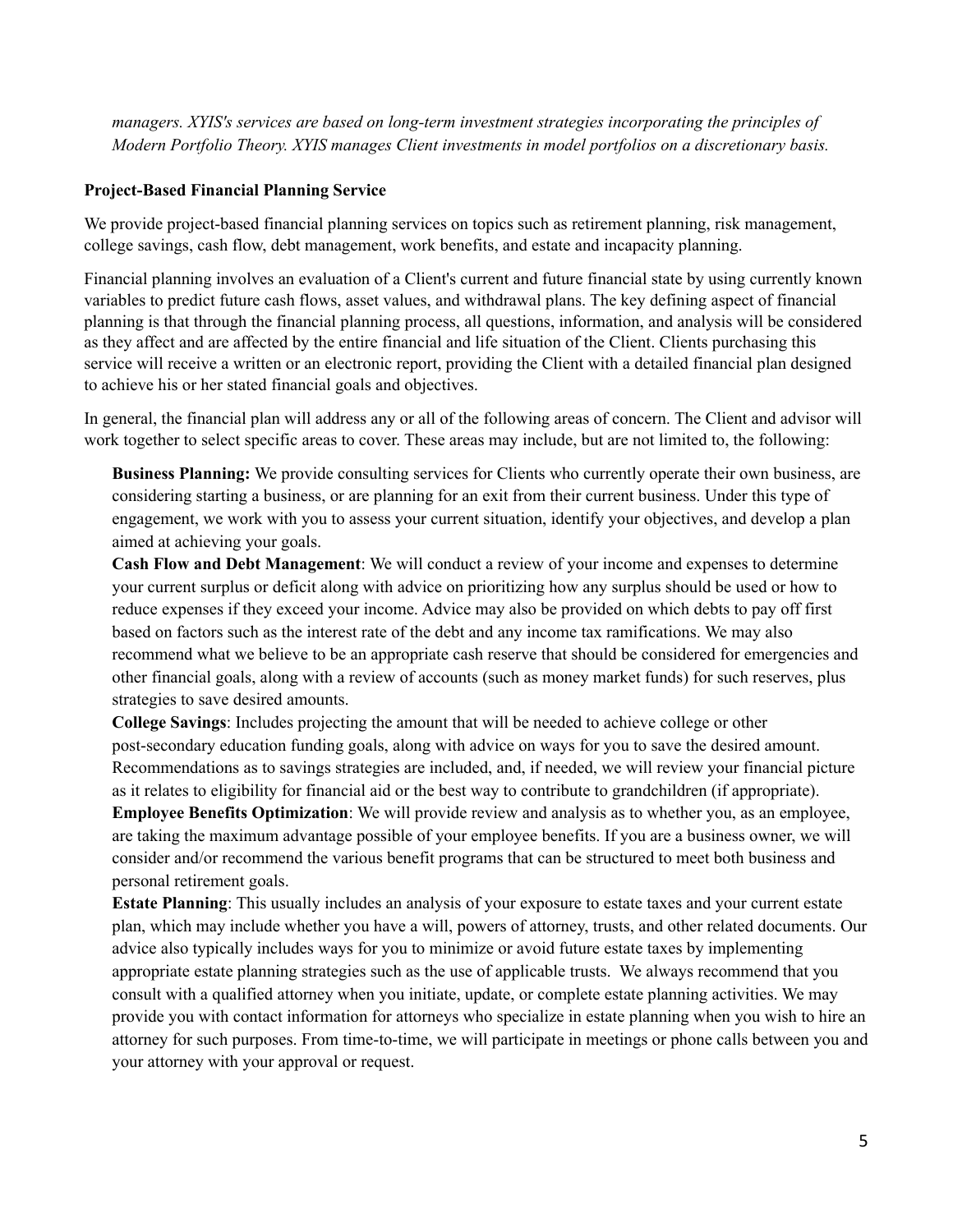*managers. XYIS's services are based on long-term investment strategies incorporating the principles of Modern Portfolio Theory. XYIS manages Client investments in model portfolios on a discretionary basis.*

**Project-Based Financial Planning Service**

We provide project-based financial planning services on topics such as retirement planning, risk management, college savings, cash flow, debt management, work benefits, and estate and incapacity planning.

Financial planning involves an evaluation of a Client's current and future financial state by using currently known variables to predict future cash flows, asset values, and withdrawal plans. The key defining aspect of financial planning is that through the financial planning process, all questions, information, and analysis will be considered as they affect and are affected by the entire financial and life situation of the Client. Clients purchasing this service will receive a written or an electronic report, providing the Client with a detailed financial plan designed to achieve his or her stated financial goals and objectives.

In general, the financial plan will address any or all of the following areas of concern. The Client and advisor will work together to select specific areas to cover. These areas may include, but are not limited to, the following:

**Business Planning:** We provide consulting services for Clients who currently operate their own business, are considering starting a business, or are planning for an exit from their current business. Under this type of engagement, we work with you to assess your current situation, identify your objectives, and develop a plan aimed at achieving your goals.

**Cash Flow and Debt Management**: We will conduct a review of your income and expenses to determine your current surplus or deficit along with advice on prioritizing how any surplus should be used or how to reduce expenses if they exceed your income. Advice may also be provided on which debts to pay off first based on factors such as the interest rate of the debt and any income tax ramifications. We may also recommend what we believe to be an appropriate cash reserve that should be considered for emergencies and other financial goals, along with a review of accounts (such as money market funds) for such reserves, plus strategies to save desired amounts.

**College Savings**: Includes projecting the amount that will be needed to achieve college or other post-secondary education funding goals, along with advice on ways for you to save the desired amount. Recommendations as to savings strategies are included, and, if needed, we will review your financial picture as it relates to eligibility for financial aid or the best way to contribute to grandchildren (if appropriate).

**Employee Benefits Optimization**: We will provide review and analysis as to whether you, as an employee, are taking the maximum advantage possible of your employee benefits. If you are a business owner, we will consider and/or recommend the various benefit programs that can be structured to meet both business and personal retirement goals.

**Estate Planning**: This usually includes an analysis of your exposure to estate taxes and your current estate plan, which may include whether you have a will, powers of attorney, trusts, and other related documents. Our advice also typically includes ways for you to minimize or avoid future estate taxes by implementing appropriate estate planning strategies such as the use of applicable trusts. We always recommend that you consult with a qualified attorney when you initiate, update, or complete estate planning activities. We may provide you with contact information for attorneys who specialize in estate planning when you wish to hire an attorney for such purposes. From time-to-time, we will participate in meetings or phone calls between you and your attorney with your approval or request.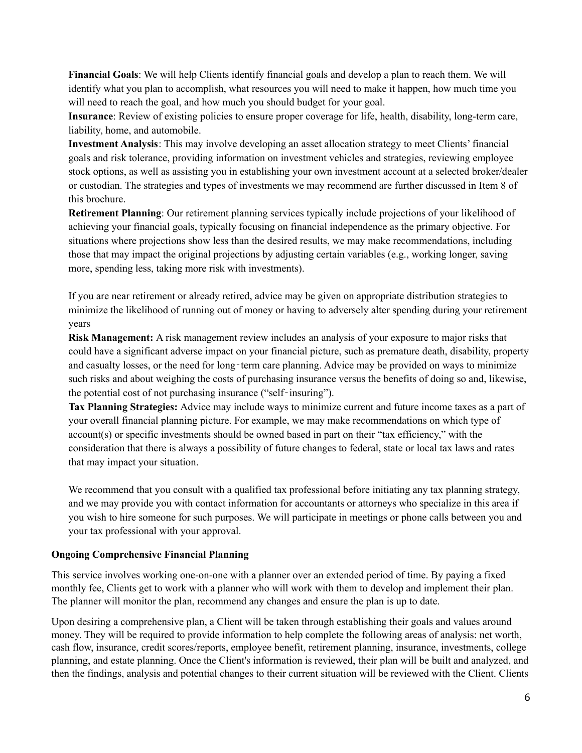**Financial Goals**: We will help Clients identify financial goals and develop a plan to reach them. We will identify what you plan to accomplish, what resources you will need to make it happen, how much time you will need to reach the goal, and how much you should budget for your goal.

**Insurance**: Review of existing policies to ensure proper coverage for life, health, disability, long-term care, liability, home, and automobile.

**Investment Analysis**: This may involve developing an asset allocation strategy to meet Clients' financial goals and risk tolerance, providing information on investment vehicles and strategies, reviewing employee stock options, as well as assisting you in establishing your own investment account at a selected broker/dealer or custodian. The strategies and types of investments we may recommend are further discussed in Item 8 of this brochure.

**Retirement Planning**: Our retirement planning services typically include projections of your likelihood of achieving your financial goals, typically focusing on financial independence as the primary objective. For situations where projections show less than the desired results, we may make recommendations, including those that may impact the original projections by adjusting certain variables (e.g., working longer, saving more, spending less, taking more risk with investments).

If you are near retirement or already retired, advice may be given on appropriate distribution strategies to minimize the likelihood of running out of money or having to adversely alter spending during your retirement years

**Risk Management:** A risk management review includes an analysis of your exposure to major risks that could have a significant adverse impact on your financial picture, such as premature death, disability, property and casualty losses, or the need for long-term care planning. Advice may be provided on ways to minimize such risks and about weighing the costs of purchasing insurance versus the benefits of doing so and, likewise, the potential cost of not purchasing insurance ("self-insuring").

**Tax Planning Strategies:** Advice may include ways to minimize current and future income taxes as a part of your overall financial planning picture. For example, we may make recommendations on which type of account(s) or specific investments should be owned based in part on their "tax efficiency," with the consideration that there is always a possibility of future changes to federal, state or local tax laws and rates that may impact your situation.

We recommend that you consult with a qualified tax professional before initiating any tax planning strategy, and we may provide you with contact information for accountants or attorneys who specialize in this area if you wish to hire someone for such purposes. We will participate in meetings or phone calls between you and your tax professional with your approval.

**Ongoing Comprehensive Financial Planning**

This service involves working one-on-one with a planner over an extended period of time. By paying a fixed monthly fee, Clients get to work with a planner who will work with them to develop and implement their plan. The planner will monitor the plan, recommend any changes and ensure the plan is up to date.

Upon desiring a comprehensive plan, a Client will be taken through establishing their goals and values around money. They will be required to provide information to help complete the following areas of analysis: net worth, cash flow, insurance, credit scores/reports, employee benefit, retirement planning, insurance, investments, college planning, and estate planning. Once the Client's information is reviewed, their plan will be built and analyzed, and then the findings, analysis and potential changes to their current situation will be reviewed with the Client. Clients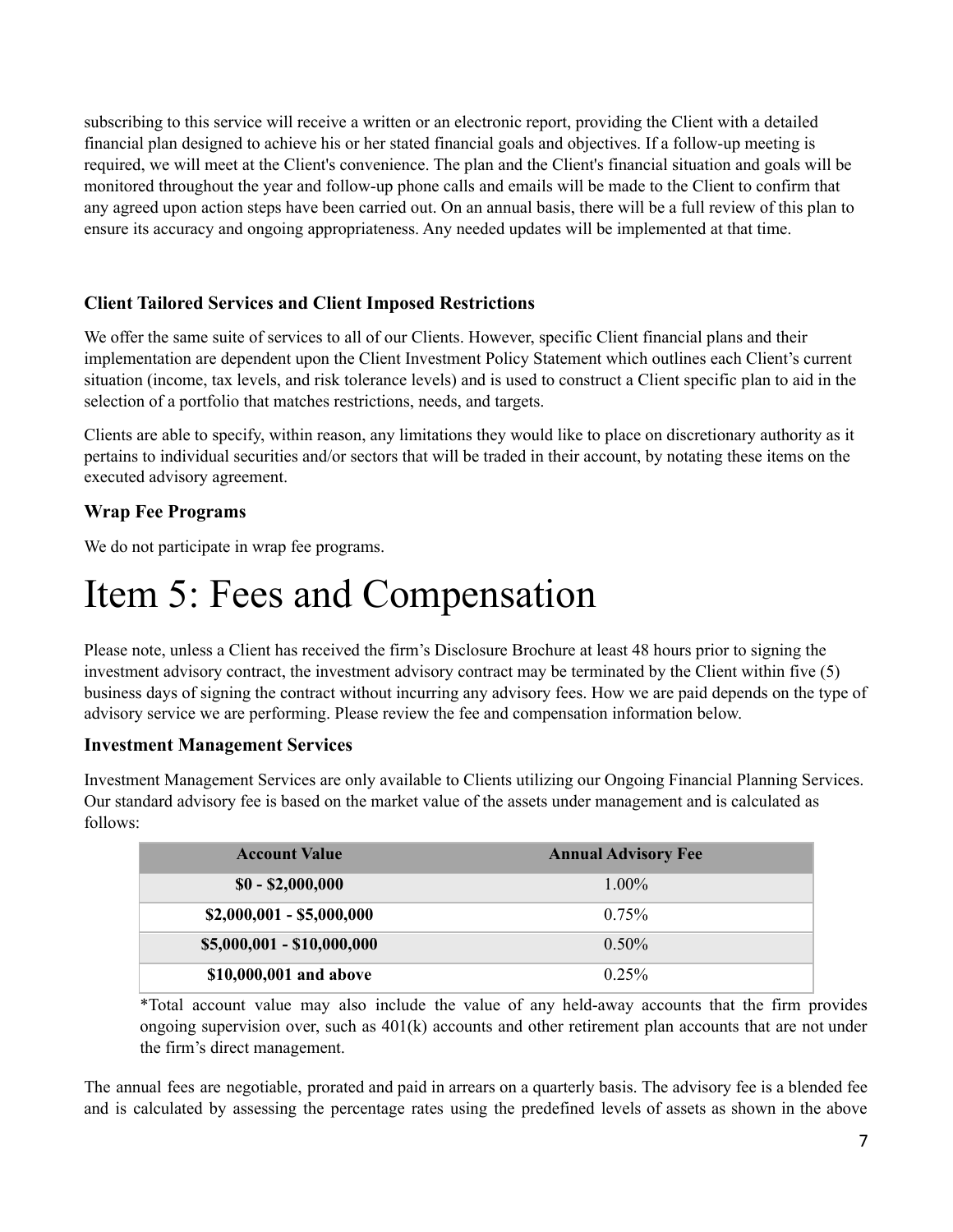subscribing to this service will receive a written or an electronic report, providing the Client with a detailed financial plan designed to achieve his or her stated financial goals and objectives. If a follow-up meeting is required, we will meet at the Client's convenience. The plan and the Client's financial situation and goals will be monitored throughout the year and follow-up phone calls and emails will be made to the Client to confirm that any agreed upon action steps have been carried out. On an annual basis, there will be a full review of this plan to ensure its accuracy and ongoing appropriateness. Any needed updates will be implemented at that time.

### Client Tailored Services and Client Imposed Restrictions

We offer the same suite of services to all of our Clients. However, specific Client financial plans and their implementation are dependent upon the Client Investment Policy Statement which outlines each Client's current situation (income, tax levels, and risk tolerance levels) and is used to construct a Client specific plan to aid in the selection of a portfolio that matches restrictions, needs, and targets.

Clients are able to specify, within reason, any limitations they would like to place on discretionary authority as it pertains to individual securities and/or sectors that will be traded in their account, by notating these items on the executed advisory agreement.

### Wrap Fee Programs

We do not participate in wrap fee programs.

# Item 5: Fees and Compensation

Please note, unless a Client has received the firm's Disclosure Brochure at least 48 hours prior to signing the investment advisory contract, the investment advisory contract may be terminated by the Client within five (5) business days of signing the contract without incurring any advisory fees. How we are paid depends on the type of advisory service we are performing. Please review the fee and compensation information below.

### Investment Management Services

Investment Management Services are only available to Clients utilizing our Ongoing Financial Planning Services. Our standard advisory fee is based on the market value of the assets under management and is calculated as follows:

| Account Value | Annual Advisory Fee |
|---|---|
| **$0 - $2,000,000** | 1.00% |
| **$2,000,001 - $5,000,000** | 0.75% |
| **$5,000,001 - $10,000,000** | 0.50% |
| **$10,000,001 and above** | 0.25% |

*Total account value may also include the value of any held-away accounts that the firm provides ongoing supervision over, such as 401(k) accounts and other retirement plan accounts that are not under the firm's direct management.

The annual fees are negotiable, prorated and paid in arrears on a quarterly basis. The advisory fee is a blended fee and is calculated by assessing the percentage rates using the predefined levels of assets as shown in the above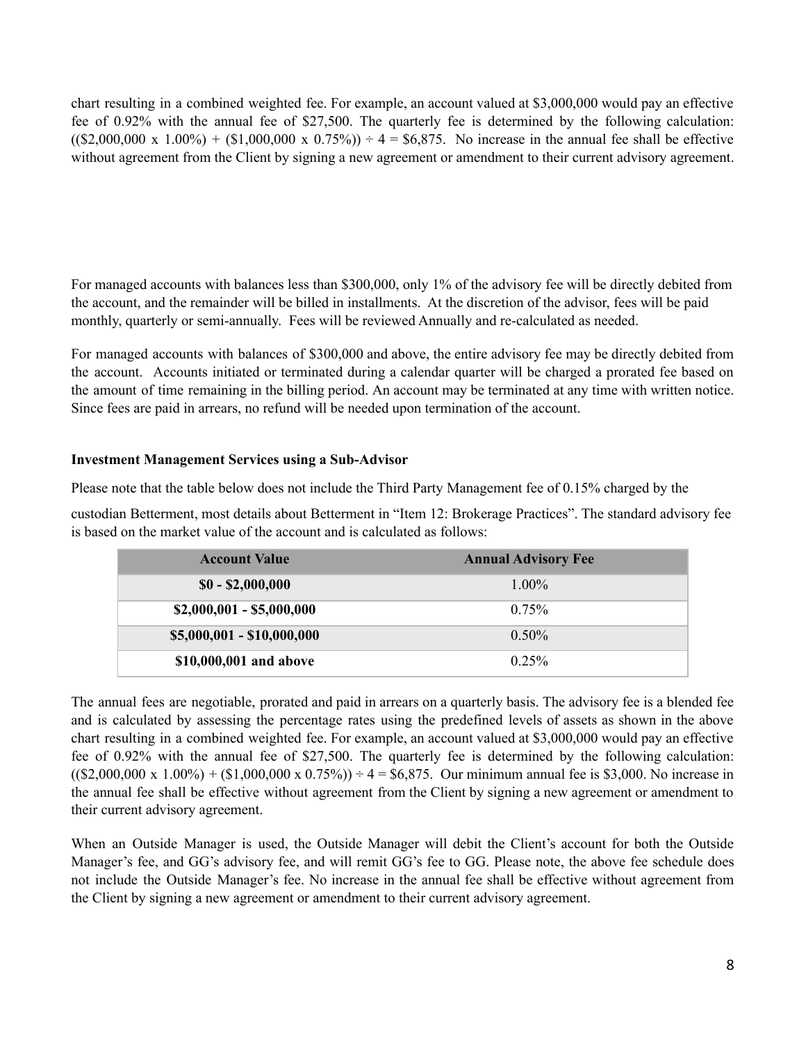chart resulting in a combined weighted fee. For example, an account valued at $3,000,000 would pay an effective fee of 0.92% with the annual fee of $27,500. The quarterly fee is determined by the following calculation: (($2,000,000 x 1.00%) + ($1,000,000 x 0.75%)) ÷ 4 = $6,875. No increase in the annual fee shall be effective without agreement from the Client by signing a new agreement or amendment to their current advisory agreement.

For managed accounts with balances less than $300,000, only 1% of the advisory fee will be directly debited from the account, and the remainder will be billed in installments. At the discretion of the advisor, fees will be paid monthly, quarterly or semi-annually. Fees will be reviewed Annually and re-calculated as needed.

For managed accounts with balances of $300,000 and above, the entire advisory fee may be directly debited from the account. Accounts initiated or terminated during a calendar quarter will be charged a prorated fee based on the amount of time remaining in the billing period. An account may be terminated at any time with written notice. Since fees are paid in arrears, no refund will be needed upon termination of the account.

**Investment Management Services using a Sub-Advisor**

Please note that the table below does not include the Third Party Management fee of 0.15% charged by the custodian Betterment, most details about Betterment in "Item 12: Brokerage Practices". The standard advisory fee is based on the market value of the account and is calculated as follows:

| Account Value | Annual Advisory Fee |
|---|---|
| **$0 - $2,000,000** | 1.00% |
| **$2,000,001 - $5,000,000** | 0.75% |
| **$5,000,001 - $10,000,000** | 0.50% |
| **$10,000,001 and above** | 0.25% |

The annual fees are negotiable, prorated and paid in arrears on a quarterly basis. The advisory fee is a blended fee and is calculated by assessing the percentage rates using the predefined levels of assets as shown in the above chart resulting in a combined weighted fee. For example, an account valued at $3,000,000 would pay an effective fee of 0.92% with the annual fee of $27,500. The quarterly fee is determined by the following calculation: (($2,000,000 x 1.00%) + ($1,000,000 x 0.75%)) ÷ 4 = $6,875. Our minimum annual fee is $3,000. No increase in the annual fee shall be effective without agreement from the Client by signing a new agreement or amendment to their current advisory agreement.

When an Outside Manager is used, the Outside Manager will debit the Client's account for both the Outside Manager's fee, and GG's advisory fee, and will remit GG's fee to GG. Please note, the above fee schedule does not include the Outside Manager's fee. No increase in the annual fee shall be effective without agreement from the Client by signing a new agreement or amendment to their current advisory agreement.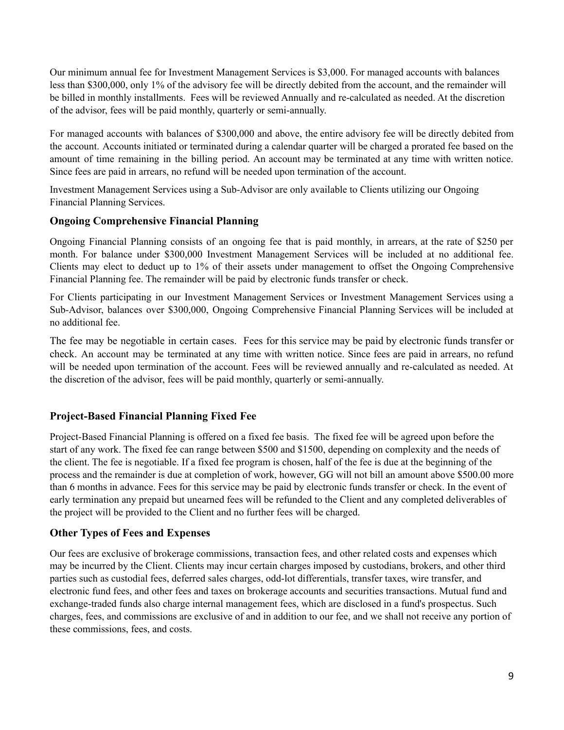Our minimum annual fee for Investment Management Services is $3,000. For managed accounts with balances less than $300,000, only 1% of the advisory fee will be directly debited from the account, and the remainder will be billed in monthly installments. Fees will be reviewed Annually and re-calculated as needed. At the discretion of the advisor, fees will be paid monthly, quarterly or semi-annually.

For managed accounts with balances of $300,000 and above, the entire advisory fee will be directly debited from the account. Accounts initiated or terminated during a calendar quarter will be charged a prorated fee based on the amount of time remaining in the billing period. An account may be terminated at any time with written notice. Since fees are paid in arrears, no refund will be needed upon termination of the account.

Investment Management Services using a Sub-Advisor are only available to Clients utilizing our Ongoing Financial Planning Services.

### Ongoing Comprehensive Financial Planning

Ongoing Financial Planning consists of an ongoing fee that is paid monthly, in arrears, at the rate of $250 per month. For balance under $300,000 Investment Management Services will be included at no additional fee. Clients may elect to deduct up to 1% of their assets under management to offset the Ongoing Comprehensive Financial Planning fee. The remainder will be paid by electronic funds transfer or check.

For Clients participating in our Investment Management Services or Investment Management Services using a Sub-Advisor, balances over $300,000, Ongoing Comprehensive Financial Planning Services will be included at no additional fee.

The fee may be negotiable in certain cases. Fees for this service may be paid by electronic funds transfer or check. An account may be terminated at any time with written notice. Since fees are paid in arrears, no refund will be needed upon termination of the account. Fees will be reviewed annually and re-calculated as needed. At the discretion of the advisor, fees will be paid monthly, quarterly or semi-annually.

### Project-Based Financial Planning Fixed Fee

Project-Based Financial Planning is offered on a fixed fee basis. The fixed fee will be agreed upon before the start of any work. The fixed fee can range between $500 and $1500, depending on complexity and the needs of the client. The fee is negotiable. If a fixed fee program is chosen, half of the fee is due at the beginning of the process and the remainder is due at completion of work, however, GG will not bill an amount above $500.00 more than 6 months in advance. Fees for this service may be paid by electronic funds transfer or check. In the event of early termination any prepaid but unearned fees will be refunded to the Client and any completed deliverables of the project will be provided to the Client and no further fees will be charged.

### Other Types of Fees and Expenses

Our fees are exclusive of brokerage commissions, transaction fees, and other related costs and expenses which may be incurred by the Client. Clients may incur certain charges imposed by custodians, brokers, and other third parties such as custodial fees, deferred sales charges, odd-lot differentials, transfer taxes, wire transfer, and electronic fund fees, and other fees and taxes on brokerage accounts and securities transactions. Mutual fund and exchange-traded funds also charge internal management fees, which are disclosed in a fund's prospectus. Such charges, fees, and commissions are exclusive of and in addition to our fee, and we shall not receive any portion of these commissions, fees, and costs.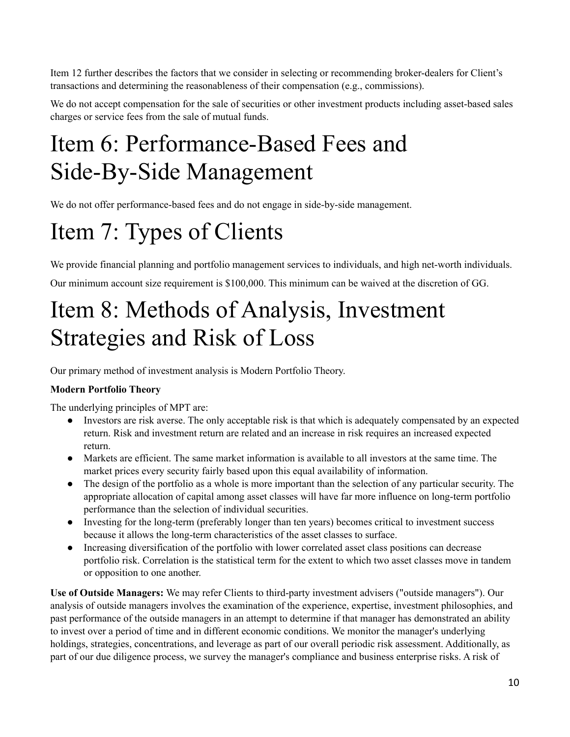Item 12 further describes the factors that we consider in selecting or recommending broker-dealers for Client's transactions and determining the reasonableness of their compensation (e.g., commissions).

We do not accept compensation for the sale of securities or other investment products including asset-based sales charges or service fees from the sale of mutual funds.

# Item 6: Performance-Based Fees and Side-By-Side Management

We do not offer performance-based fees and do not engage in side-by-side management.

# Item 7: Types of Clients

We provide financial planning and portfolio management services to individuals, and high net-worth individuals.

Our minimum account size requirement is $100,000. This minimum can be waived at the discretion of GG.

# Item 8: Methods of Analysis, Investment Strategies and Risk of Loss

Our primary method of investment analysis is Modern Portfolio Theory.

**Modern Portfolio Theory**

The underlying principles of MPT are:

- Investors are risk averse. The only acceptable risk is that which is adequately compensated by an expected return. Risk and investment return are related and an increase in risk requires an increased expected return.
- Markets are efficient. The same market information is available to all investors at the same time. The market prices every security fairly based upon this equal availability of information.
- The design of the portfolio as a whole is more important than the selection of any particular security. The appropriate allocation of capital among asset classes will have far more influence on long-term portfolio performance than the selection of individual securities.
- Investing for the long-term (preferably longer than ten years) becomes critical to investment success because it allows the long-term characteristics of the asset classes to surface.
- Increasing diversification of the portfolio with lower correlated asset class positions can decrease portfolio risk. Correlation is the statistical term for the extent to which two asset classes move in tandem or opposition to one another.

**Use of Outside Managers:** We may refer Clients to third-party investment advisers ("outside managers"). Our analysis of outside managers involves the examination of the experience, expertise, investment philosophies, and past performance of the outside managers in an attempt to determine if that manager has demonstrated an ability to invest over a period of time and in different economic conditions. We monitor the manager's underlying holdings, strategies, concentrations, and leverage as part of our overall periodic risk assessment. Additionally, as part of our due diligence process, we survey the manager's compliance and business enterprise risks. A risk of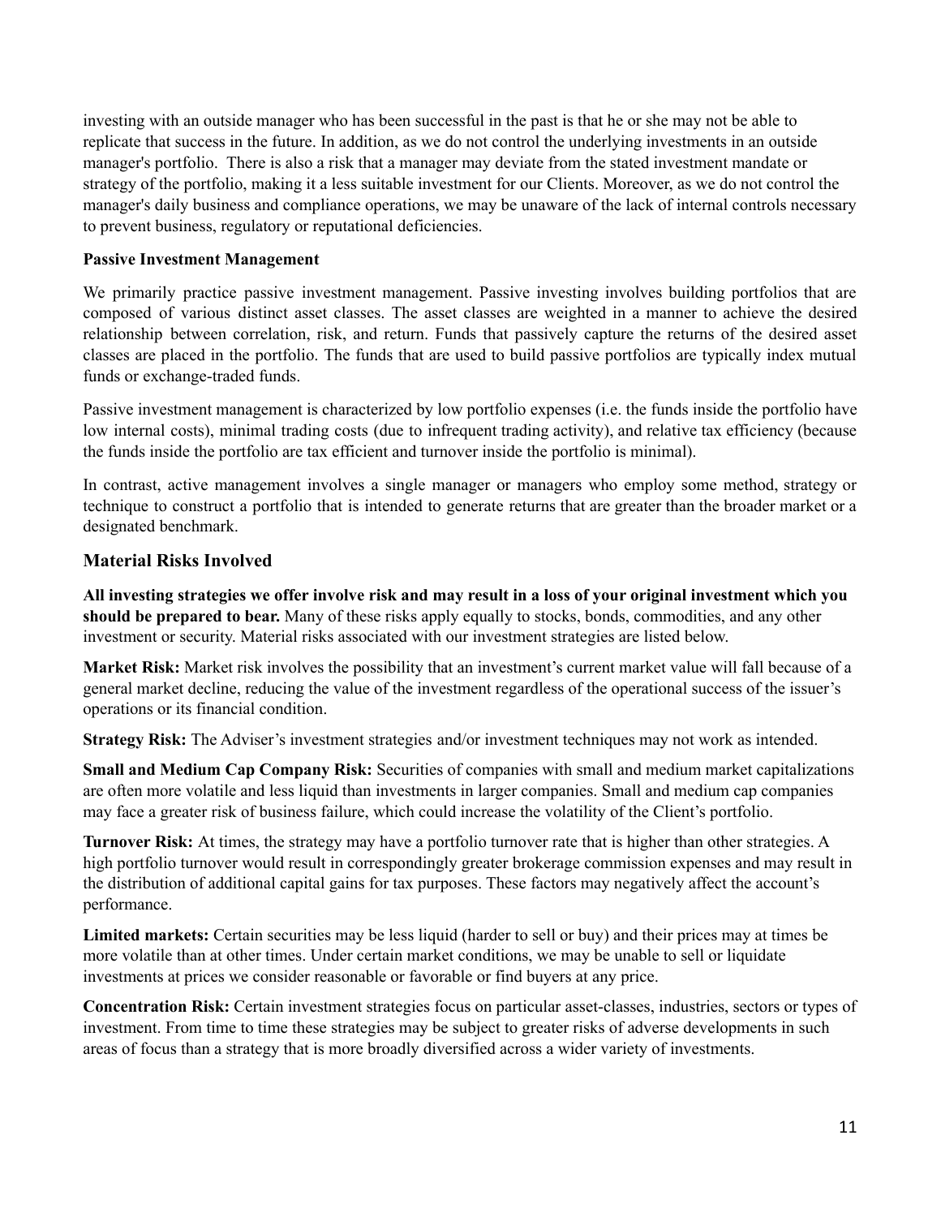investing with an outside manager who has been successful in the past is that he or she may not be able to replicate that success in the future. In addition, as we do not control the underlying investments in an outside manager's portfolio. There is also a risk that a manager may deviate from the stated investment mandate or strategy of the portfolio, making it a less suitable investment for our Clients. Moreover, as we do not control the manager's daily business and compliance operations, we may be unaware of the lack of internal controls necessary to prevent business, regulatory or reputational deficiencies.

**Passive Investment Management**

We primarily practice passive investment management. Passive investing involves building portfolios that are composed of various distinct asset classes. The asset classes are weighted in a manner to achieve the desired relationship between correlation, risk, and return. Funds that passively capture the returns of the desired asset classes are placed in the portfolio. The funds that are used to build passive portfolios are typically index mutual funds or exchange-traded funds.

Passive investment management is characterized by low portfolio expenses (i.e. the funds inside the portfolio have low internal costs), minimal trading costs (due to infrequent trading activity), and relative tax efficiency (because the funds inside the portfolio are tax efficient and turnover inside the portfolio is minimal).

In contrast, active management involves a single manager or managers who employ some method, strategy or technique to construct a portfolio that is intended to generate returns that are greater than the broader market or a designated benchmark.

## Material Risks Involved

**All investing strategies we offer involve risk and may result in a loss of your original investment which you should be prepared to bear.** Many of these risks apply equally to stocks, bonds, commodities, and any other investment or security. Material risks associated with our investment strategies are listed below.

**Market Risk:** Market risk involves the possibility that an investment's current market value will fall because of a general market decline, reducing the value of the investment regardless of the operational success of the issuer's operations or its financial condition.

**Strategy Risk:** The Adviser's investment strategies and/or investment techniques may not work as intended.

**Small and Medium Cap Company Risk:** Securities of companies with small and medium market capitalizations are often more volatile and less liquid than investments in larger companies. Small and medium cap companies may face a greater risk of business failure, which could increase the volatility of the Client's portfolio.

**Turnover Risk:** At times, the strategy may have a portfolio turnover rate that is higher than other strategies. A high portfolio turnover would result in correspondingly greater brokerage commission expenses and may result in the distribution of additional capital gains for tax purposes. These factors may negatively affect the account's performance.

**Limited markets:** Certain securities may be less liquid (harder to sell or buy) and their prices may at times be more volatile than at other times. Under certain market conditions, we may be unable to sell or liquidate investments at prices we consider reasonable or favorable or find buyers at any price.

**Concentration Risk:** Certain investment strategies focus on particular asset-classes, industries, sectors or types of investment. From time to time these strategies may be subject to greater risks of adverse developments in such areas of focus than a strategy that is more broadly diversified across a wider variety of investments.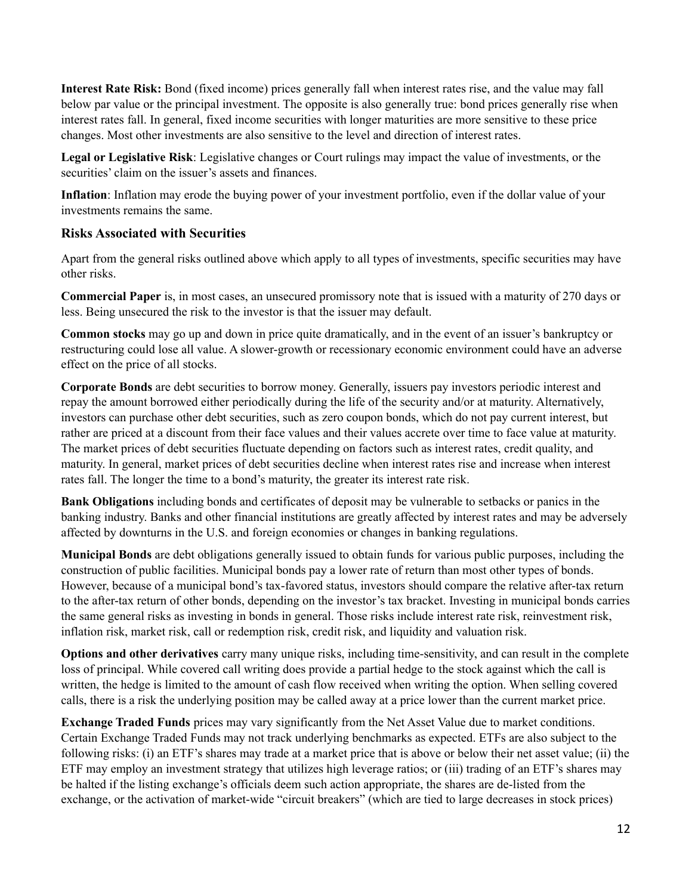**Interest Rate Risk:** Bond (fixed income) prices generally fall when interest rates rise, and the value may fall below par value or the principal investment. The opposite is also generally true: bond prices generally rise when interest rates fall. In general, fixed income securities with longer maturities are more sensitive to these price changes. Most other investments are also sensitive to the level and direction of interest rates.

**Legal or Legislative Risk**: Legislative changes or Court rulings may impact the value of investments, or the securities' claim on the issuer's assets and finances.

**Inflation**: Inflation may erode the buying power of your investment portfolio, even if the dollar value of your investments remains the same.

### Risks Associated with Securities

Apart from the general risks outlined above which apply to all types of investments, specific securities may have other risks.

**Commercial Paper** is, in most cases, an unsecured promissory note that is issued with a maturity of 270 days or less. Being unsecured the risk to the investor is that the issuer may default.

**Common stocks** may go up and down in price quite dramatically, and in the event of an issuer's bankruptcy or restructuring could lose all value. A slower-growth or recessionary economic environment could have an adverse effect on the price of all stocks.

**Corporate Bonds** are debt securities to borrow money. Generally, issuers pay investors periodic interest and repay the amount borrowed either periodically during the life of the security and/or at maturity. Alternatively, investors can purchase other debt securities, such as zero coupon bonds, which do not pay current interest, but rather are priced at a discount from their face values and their values accrete over time to face value at maturity. The market prices of debt securities fluctuate depending on factors such as interest rates, credit quality, and maturity. In general, market prices of debt securities decline when interest rates rise and increase when interest rates fall. The longer the time to a bond's maturity, the greater its interest rate risk.

**Bank Obligations** including bonds and certificates of deposit may be vulnerable to setbacks or panics in the banking industry. Banks and other financial institutions are greatly affected by interest rates and may be adversely affected by downturns in the U.S. and foreign economies or changes in banking regulations.

**Municipal Bonds** are debt obligations generally issued to obtain funds for various public purposes, including the construction of public facilities. Municipal bonds pay a lower rate of return than most other types of bonds. However, because of a municipal bond's tax-favored status, investors should compare the relative after-tax return to the after-tax return of other bonds, depending on the investor's tax bracket. Investing in municipal bonds carries the same general risks as investing in bonds in general. Those risks include interest rate risk, reinvestment risk, inflation risk, market risk, call or redemption risk, credit risk, and liquidity and valuation risk.

**Options and other derivatives** carry many unique risks, including time-sensitivity, and can result in the complete loss of principal. While covered call writing does provide a partial hedge to the stock against which the call is written, the hedge is limited to the amount of cash flow received when writing the option. When selling covered calls, there is a risk the underlying position may be called away at a price lower than the current market price.

**Exchange Traded Funds** prices may vary significantly from the Net Asset Value due to market conditions. Certain Exchange Traded Funds may not track underlying benchmarks as expected. ETFs are also subject to the following risks: (i) an ETF's shares may trade at a market price that is above or below their net asset value; (ii) the ETF may employ an investment strategy that utilizes high leverage ratios; or (iii) trading of an ETF's shares may be halted if the listing exchange's officials deem such action appropriate, the shares are de-listed from the exchange, or the activation of market-wide "circuit breakers" (which are tied to large decreases in stock prices)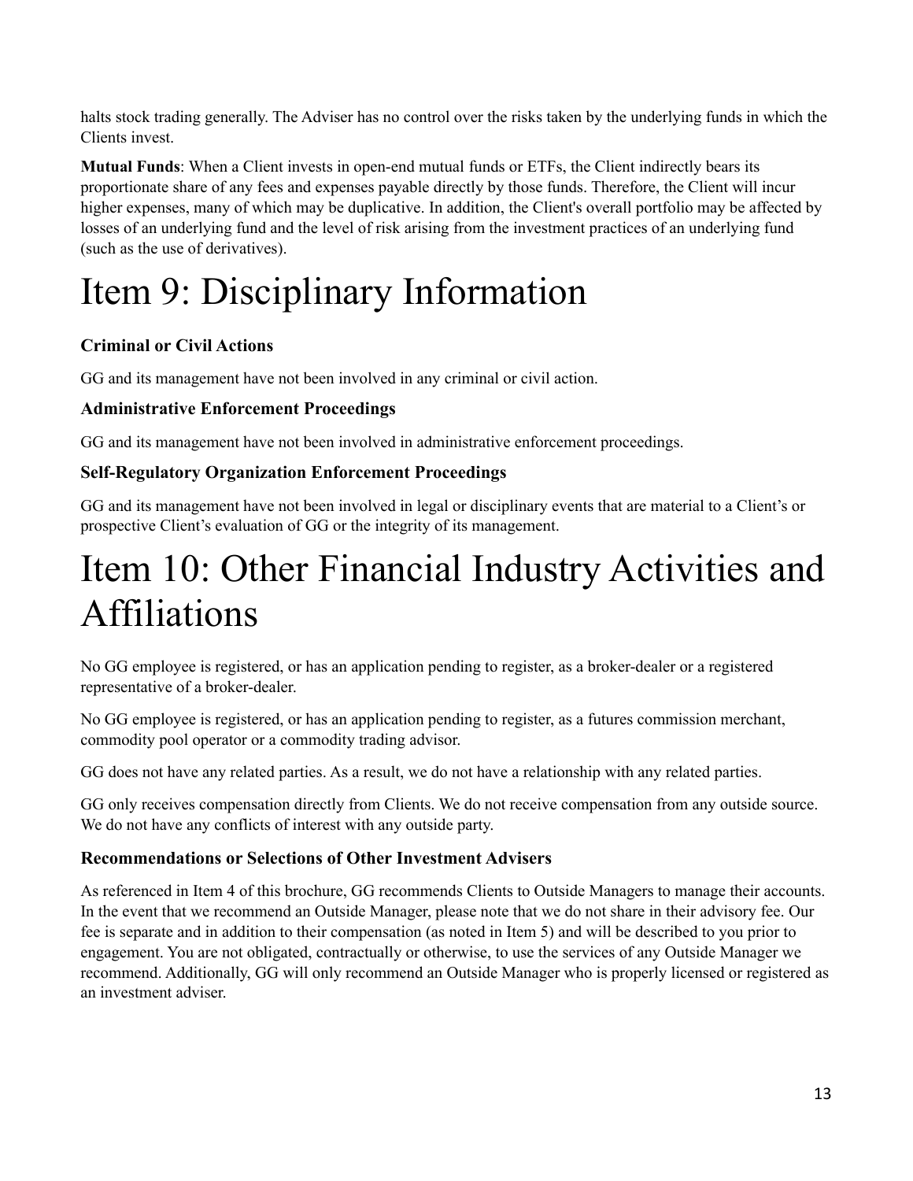halts stock trading generally. The Adviser has no control over the risks taken by the underlying funds in which the Clients invest.

**Mutual Funds**: When a Client invests in open-end mutual funds or ETFs, the Client indirectly bears its proportionate share of any fees and expenses payable directly by those funds. Therefore, the Client will incur higher expenses, many of which may be duplicative. In addition, the Client's overall portfolio may be affected by losses of an underlying fund and the level of risk arising from the investment practices of an underlying fund (such as the use of derivatives).

# Item 9: Disciplinary Information

### Criminal or Civil Actions

GG and its management have not been involved in any criminal or civil action.

### Administrative Enforcement Proceedings

GG and its management have not been involved in administrative enforcement proceedings.

### Self-Regulatory Organization Enforcement Proceedings

GG and its management have not been involved in legal or disciplinary events that are material to a Client's or prospective Client's evaluation of GG or the integrity of its management.

# Item 10: Other Financial Industry Activities and Affiliations

No GG employee is registered, or has an application pending to register, as a broker-dealer or a registered representative of a broker-dealer.

No GG employee is registered, or has an application pending to register, as a futures commission merchant, commodity pool operator or a commodity trading advisor.

GG does not have any related parties. As a result, we do not have a relationship with any related parties.

GG only receives compensation directly from Clients. We do not receive compensation from any outside source. We do not have any conflicts of interest with any outside party.

### Recommendations or Selections of Other Investment Advisers

As referenced in Item 4 of this brochure, GG recommends Clients to Outside Managers to manage their accounts. In the event that we recommend an Outside Manager, please note that we do not share in their advisory fee. Our fee is separate and in addition to their compensation (as noted in Item 5) and will be described to you prior to engagement. You are not obligated, contractually or otherwise, to use the services of any Outside Manager we recommend. Additionally, GG will only recommend an Outside Manager who is properly licensed or registered as an investment adviser.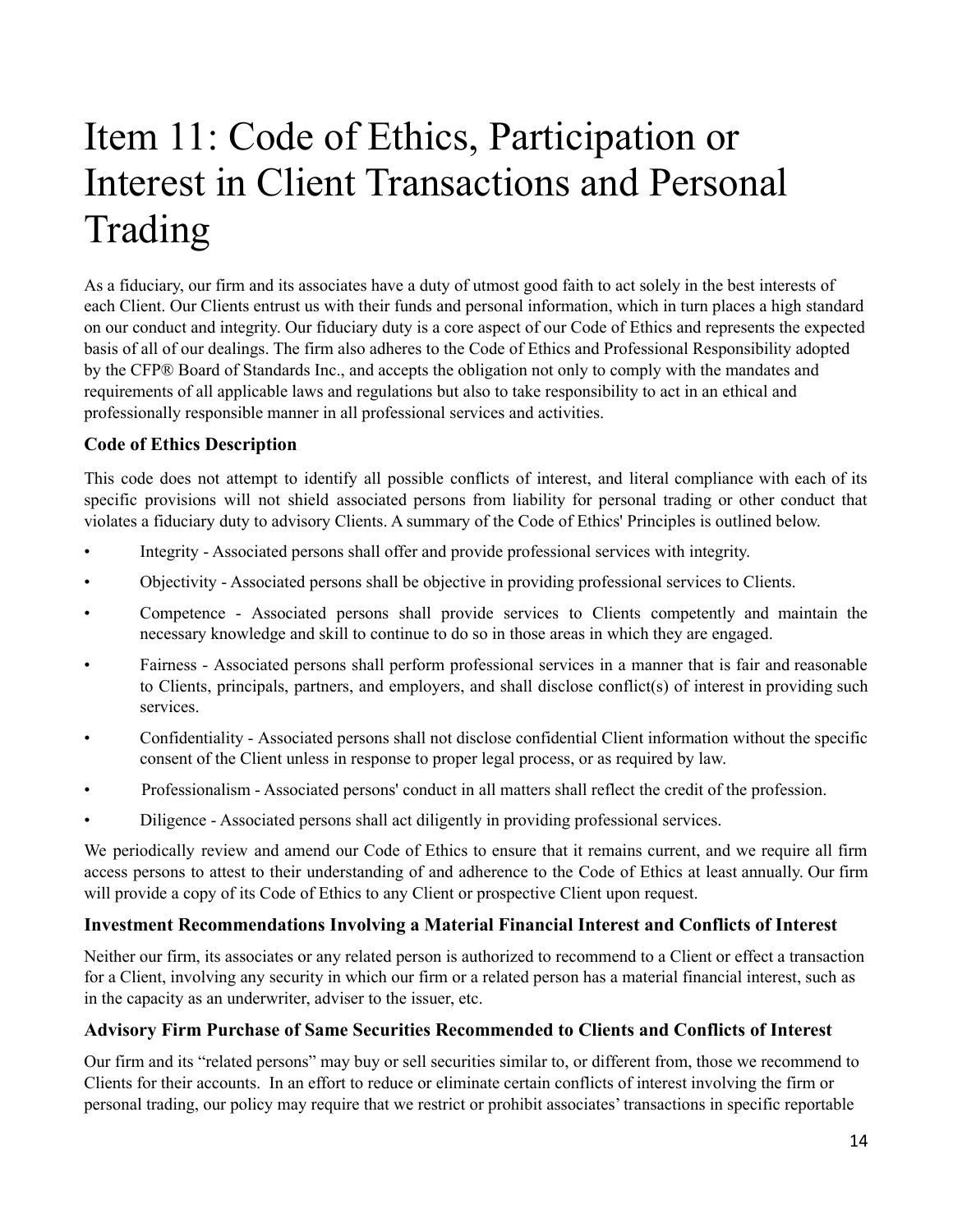# Item 11: Code of Ethics, Participation or Interest in Client Transactions and Personal Trading

As a fiduciary, our firm and its associates have a duty of utmost good faith to act solely in the best interests of each Client. Our Clients entrust us with their funds and personal information, which in turn places a high standard on our conduct and integrity. Our fiduciary duty is a core aspect of our Code of Ethics and represents the expected basis of all of our dealings. The firm also adheres to the Code of Ethics and Professional Responsibility adopted by the CFP® Board of Standards Inc., and accepts the obligation not only to comply with the mandates and requirements of all applicable laws and regulations but also to take responsibility to act in an ethical and professionally responsible manner in all professional services and activities.

### Code of Ethics Description

This code does not attempt to identify all possible conflicts of interest, and literal compliance with each of its specific provisions will not shield associated persons from liability for personal trading or other conduct that violates a fiduciary duty to advisory Clients. A summary of the Code of Ethics' Principles is outlined below.

- Integrity - Associated persons shall offer and provide professional services with integrity.
- Objectivity - Associated persons shall be objective in providing professional services to Clients.
- Competence - Associated persons shall provide services to Clients competently and maintain the necessary knowledge and skill to continue to do so in those areas in which they are engaged.
- Fairness - Associated persons shall perform professional services in a manner that is fair and reasonable to Clients, principals, partners, and employers, and shall disclose conflict(s) of interest in providing such services.
- Confidentiality - Associated persons shall not disclose confidential Client information without the specific consent of the Client unless in response to proper legal process, or as required by law.
- Professionalism - Associated persons' conduct in all matters shall reflect the credit of the profession.
- Diligence - Associated persons shall act diligently in providing professional services.

We periodically review and amend our Code of Ethics to ensure that it remains current, and we require all firm access persons to attest to their understanding of and adherence to the Code of Ethics at least annually. Our firm will provide a copy of its Code of Ethics to any Client or prospective Client upon request.

### Investment Recommendations Involving a Material Financial Interest and Conflicts of Interest

Neither our firm, its associates or any related person is authorized to recommend to a Client or effect a transaction for a Client, involving any security in which our firm or a related person has a material financial interest, such as in the capacity as an underwriter, adviser to the issuer, etc.

### Advisory Firm Purchase of Same Securities Recommended to Clients and Conflicts of Interest

Our firm and its "related persons" may buy or sell securities similar to, or different from, those we recommend to Clients for their accounts. In an effort to reduce or eliminate certain conflicts of interest involving the firm or personal trading, our policy may require that we restrict or prohibit associates' transactions in specific reportable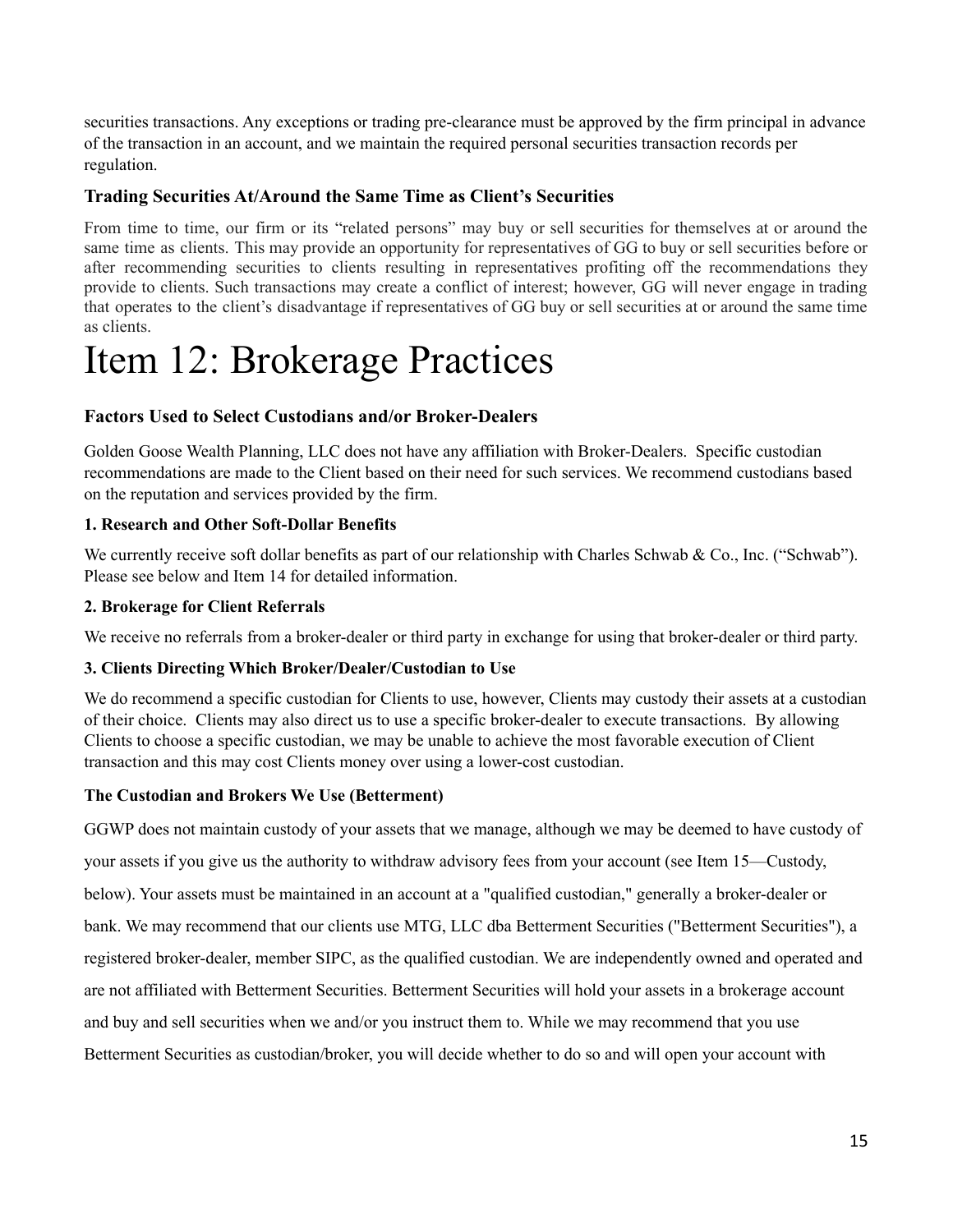securities transactions. Any exceptions or trading pre-clearance must be approved by the firm principal in advance of the transaction in an account, and we maintain the required personal securities transaction records per regulation.

### Trading Securities At/Around the Same Time as Client's Securities

From time to time, our firm or its "related persons" may buy or sell securities for themselves at or around the same time as clients. This may provide an opportunity for representatives of GG to buy or sell securities before or after recommending securities to clients resulting in representatives profiting off the recommendations they provide to clients. Such transactions may create a conflict of interest; however, GG will never engage in trading that operates to the client's disadvantage if representatives of GG buy or sell securities at or around the same time as clients.

# Item 12: Brokerage Practices

### Factors Used to Select Custodians and/or Broker-Dealers

Golden Goose Wealth Planning, LLC does not have any affiliation with Broker-Dealers. Specific custodian recommendations are made to the Client based on their need for such services. We recommend custodians based on the reputation and services provided by the firm.

**1. Research and Other Soft-Dollar Benefits**

We currently receive soft dollar benefits as part of our relationship with Charles Schwab & Co., Inc. ("Schwab"). Please see below and Item 14 for detailed information.

**2. Brokerage for Client Referrals**

We receive no referrals from a broker-dealer or third party in exchange for using that broker-dealer or third party.

**3. Clients Directing Which Broker/Dealer/Custodian to Use**

We do recommend a specific custodian for Clients to use, however, Clients may custody their assets at a custodian of their choice. Clients may also direct us to use a specific broker-dealer to execute transactions. By allowing Clients to choose a specific custodian, we may be unable to achieve the most favorable execution of Client transaction and this may cost Clients money over using a lower-cost custodian.

**The Custodian and Brokers We Use (Betterment)**

GGWP does not maintain custody of your assets that we manage, although we may be deemed to have custody of your assets if you give us the authority to withdraw advisory fees from your account (see Item 15—Custody, below). Your assets must be maintained in an account at a "qualified custodian," generally a broker-dealer or bank. We may recommend that our clients use MTG, LLC dba Betterment Securities ("Betterment Securities"), a registered broker-dealer, member SIPC, as the qualified custodian. We are independently owned and operated and are not affiliated with Betterment Securities. Betterment Securities will hold your assets in a brokerage account and buy and sell securities when we and/or you instruct them to. While we may recommend that you use Betterment Securities as custodian/broker, you will decide whether to do so and will open your account with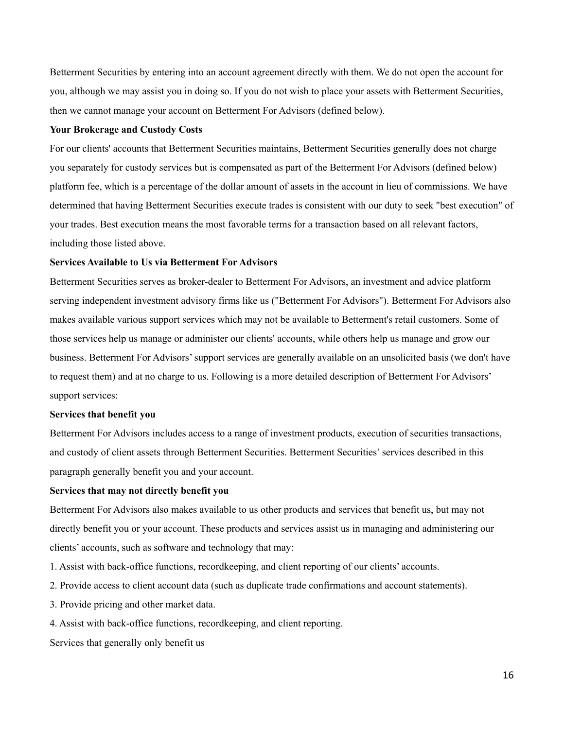Betterment Securities by entering into an account agreement directly with them. We do not open the account for you, although we may assist you in doing so. If you do not wish to place your assets with Betterment Securities, then we cannot manage your account on Betterment For Advisors (defined below).

**Your Brokerage and Custody Costs**

For our clients' accounts that Betterment Securities maintains, Betterment Securities generally does not charge you separately for custody services but is compensated as part of the Betterment For Advisors (defined below) platform fee, which is a percentage of the dollar amount of assets in the account in lieu of commissions. We have determined that having Betterment Securities execute trades is consistent with our duty to seek "best execution" of your trades. Best execution means the most favorable terms for a transaction based on all relevant factors, including those listed above.

**Services Available to Us via Betterment For Advisors**

Betterment Securities serves as broker-dealer to Betterment For Advisors, an investment and advice platform serving independent investment advisory firms like us ("Betterment For Advisors"). Betterment For Advisors also makes available various support services which may not be available to Betterment's retail customers. Some of those services help us manage or administer our clients' accounts, while others help us manage and grow our business. Betterment For Advisors' support services are generally available on an unsolicited basis (we don't have to request them) and at no charge to us. Following is a more detailed description of Betterment For Advisors' support services:

**Services that benefit you**

Betterment For Advisors includes access to a range of investment products, execution of securities transactions, and custody of client assets through Betterment Securities. Betterment Securities' services described in this paragraph generally benefit you and your account.

**Services that may not directly benefit you**

Betterment For Advisors also makes available to us other products and services that benefit us, but may not directly benefit you or your account. These products and services assist us in managing and administering our clients' accounts, such as software and technology that may:

1. Assist with back-office functions, recordkeeping, and client reporting of our clients' accounts.
2. Provide access to client account data (such as duplicate trade confirmations and account statements).
3. Provide pricing and other market data.
4. Assist with back-office functions, recordkeeping, and client reporting.

Services that generally only benefit us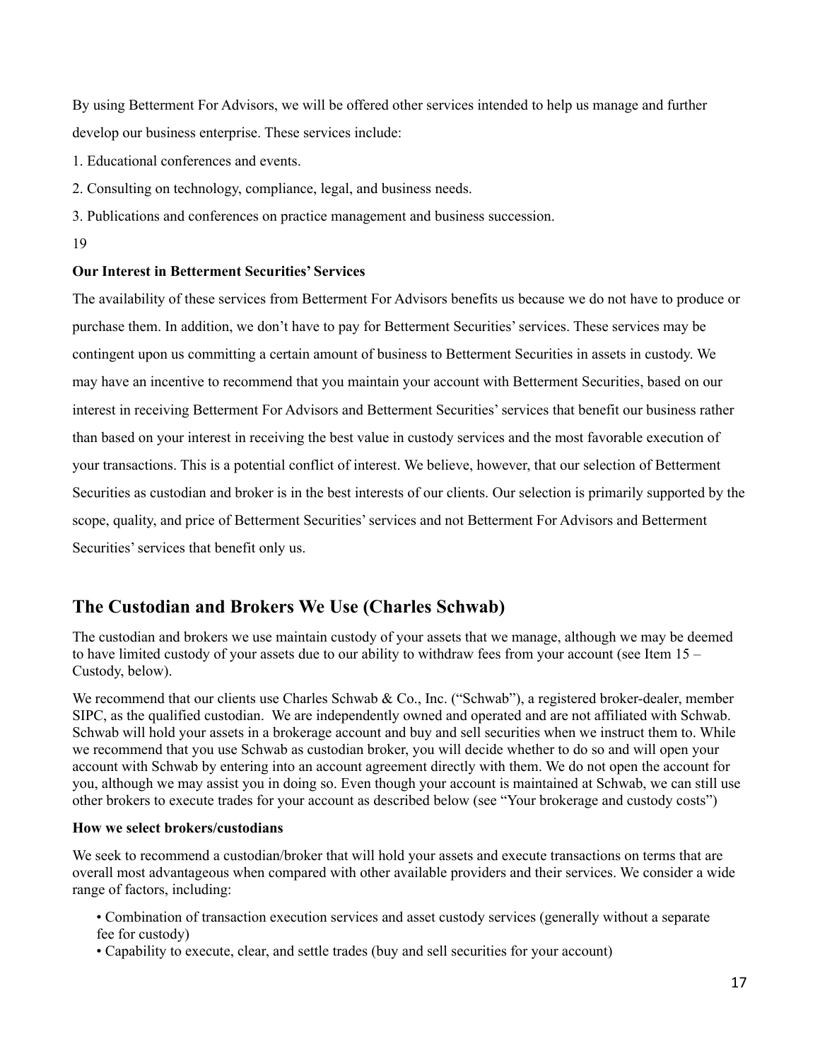By using Betterment For Advisors, we will be offered other services intended to help us manage and further develop our business enterprise. These services include:

1. Educational conferences and events.
2. Consulting on technology, compliance, legal, and business needs.
3. Publications and conferences on practice management and business succession.

19

**Our Interest in Betterment Securities' Services**

The availability of these services from Betterment For Advisors benefits us because we do not have to produce or purchase them. In addition, we don't have to pay for Betterment Securities' services. These services may be contingent upon us committing a certain amount of business to Betterment Securities in assets in custody. We may have an incentive to recommend that you maintain your account with Betterment Securities, based on our interest in receiving Betterment For Advisors and Betterment Securities' services that benefit our business rather than based on your interest in receiving the best value in custody services and the most favorable execution of your transactions. This is a potential conflict of interest. We believe, however, that our selection of Betterment Securities as custodian and broker is in the best interests of our clients. Our selection is primarily supported by the scope, quality, and price of Betterment Securities' services and not Betterment For Advisors and Betterment Securities' services that benefit only us.

## The Custodian and Brokers We Use (Charles Schwab)

The custodian and brokers we use maintain custody of your assets that we manage, although we may be deemed to have limited custody of your assets due to our ability to withdraw fees from your account (see Item 15 – Custody, below).

We recommend that our clients use Charles Schwab & Co., Inc. ("Schwab"), a registered broker-dealer, member SIPC, as the qualified custodian. We are independently owned and operated and are not affiliated with Schwab. Schwab will hold your assets in a brokerage account and buy and sell securities when we instruct them to. While we recommend that you use Schwab as custodian broker, you will decide whether to do so and will open your account with Schwab by entering into an account agreement directly with them. We do not open the account for you, although we may assist you in doing so. Even though your account is maintained at Schwab, we can still use other brokers to execute trades for your account as described below (see "Your brokerage and custody costs")

**How we select brokers/custodians**

We seek to recommend a custodian/broker that will hold your assets and execute transactions on terms that are overall most advantageous when compared with other available providers and their services. We consider a wide range of factors, including:

- Combination of transaction execution services and asset custody services (generally without a separate fee for custody)
- Capability to execute, clear, and settle trades (buy and sell securities for your account)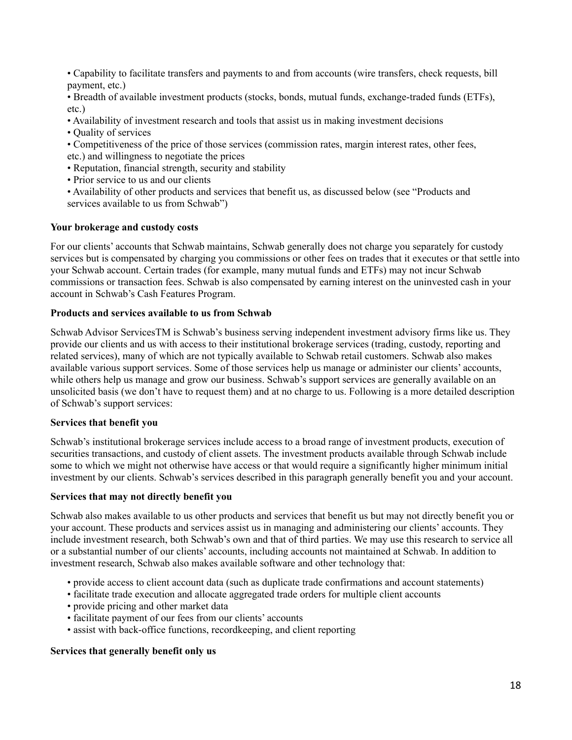- Capability to facilitate transfers and payments to and from accounts (wire transfers, check requests, bill payment, etc.)
- Breadth of available investment products (stocks, bonds, mutual funds, exchange-traded funds (ETFs), etc.)
- Availability of investment research and tools that assist us in making investment decisions
- Quality of services
- Competitiveness of the price of those services (commission rates, margin interest rates, other fees, etc.) and willingness to negotiate the prices
- Reputation, financial strength, security and stability
- Prior service to us and our clients
- Availability of other products and services that benefit us, as discussed below (see "Products and services available to us from Schwab")

**Your brokerage and custody costs**

For our clients' accounts that Schwab maintains, Schwab generally does not charge you separately for custody services but is compensated by charging you commissions or other fees on trades that it executes or that settle into your Schwab account. Certain trades (for example, many mutual funds and ETFs) may not incur Schwab commissions or transaction fees. Schwab is also compensated by earning interest on the uninvested cash in your account in Schwab's Cash Features Program.

**Products and services available to us from Schwab**

Schwab Advisor ServicesTM is Schwab's business serving independent investment advisory firms like us. They provide our clients and us with access to their institutional brokerage services (trading, custody, reporting and related services), many of which are not typically available to Schwab retail customers. Schwab also makes available various support services. Some of those services help us manage or administer our clients' accounts, while others help us manage and grow our business. Schwab's support services are generally available on an unsolicited basis (we don't have to request them) and at no charge to us. Following is a more detailed description of Schwab's support services:

**Services that benefit you**

Schwab's institutional brokerage services include access to a broad range of investment products, execution of securities transactions, and custody of client assets. The investment products available through Schwab include some to which we might not otherwise have access or that would require a significantly higher minimum initial investment by our clients. Schwab's services described in this paragraph generally benefit you and your account.

**Services that may not directly benefit you**

Schwab also makes available to us other products and services that benefit us but may not directly benefit you or your account. These products and services assist us in managing and administering our clients' accounts. They include investment research, both Schwab's own and that of third parties. We may use this research to service all or a substantial number of our clients' accounts, including accounts not maintained at Schwab. In addition to investment research, Schwab also makes available software and other technology that:

- provide access to client account data (such as duplicate trade confirmations and account statements)
- facilitate trade execution and allocate aggregated trade orders for multiple client accounts
- provide pricing and other market data
- facilitate payment of our fees from our clients' accounts
- assist with back-office functions, recordkeeping, and client reporting

**Services that generally benefit only us**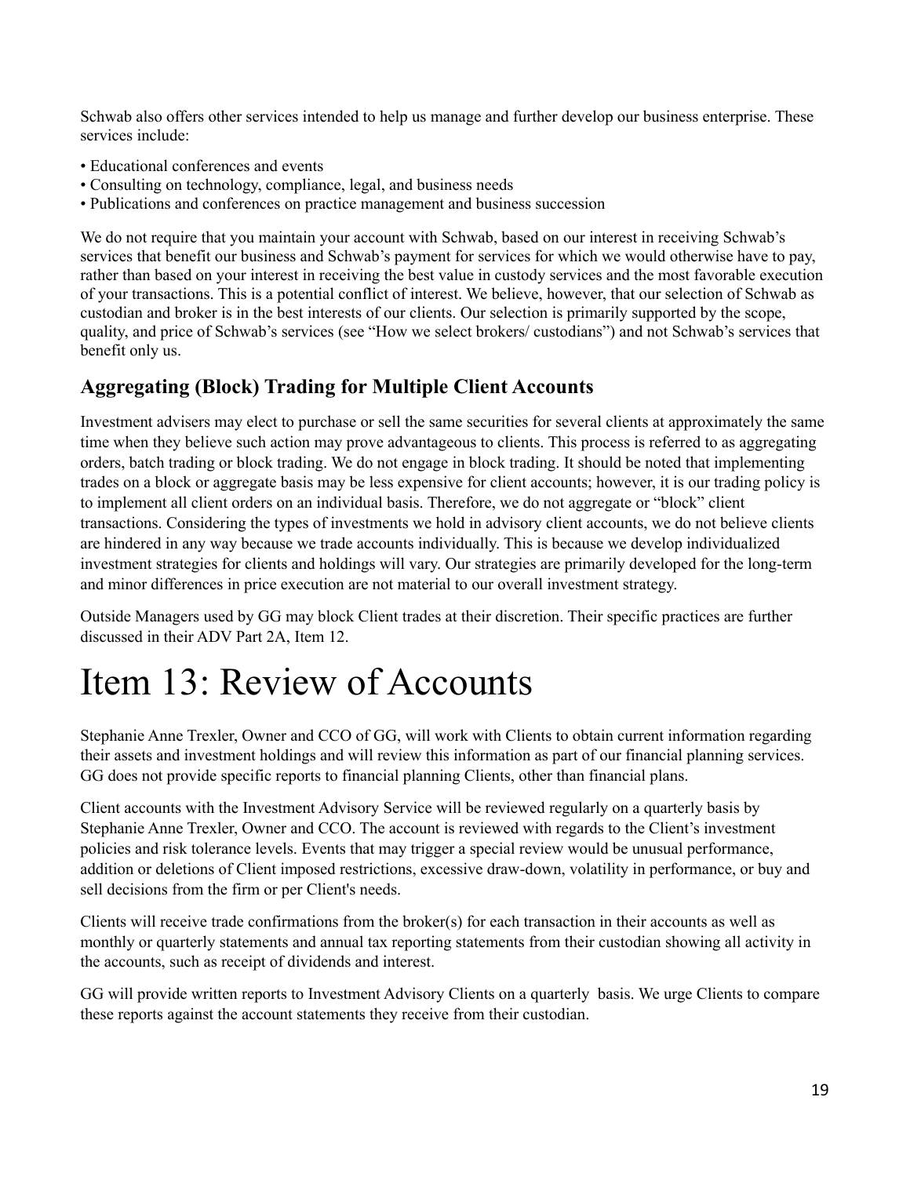Schwab also offers other services intended to help us manage and further develop our business enterprise. These services include:

- Educational conferences and events
- Consulting on technology, compliance, legal, and business needs
- Publications and conferences on practice management and business succession

We do not require that you maintain your account with Schwab, based on our interest in receiving Schwab's services that benefit our business and Schwab's payment for services for which we would otherwise have to pay, rather than based on your interest in receiving the best value in custody services and the most favorable execution of your transactions. This is a potential conflict of interest. We believe, however, that our selection of Schwab as custodian and broker is in the best interests of our clients. Our selection is primarily supported by the scope, quality, and price of Schwab's services (see "How we select brokers/ custodians") and not Schwab's services that benefit only us.

## Aggregating (Block) Trading for Multiple Client Accounts

Investment advisers may elect to purchase or sell the same securities for several clients at approximately the same time when they believe such action may prove advantageous to clients. This process is referred to as aggregating orders, batch trading or block trading. We do not engage in block trading. It should be noted that implementing trades on a block or aggregate basis may be less expensive for client accounts; however, it is our trading policy is to implement all client orders on an individual basis. Therefore, we do not aggregate or "block" client transactions. Considering the types of investments we hold in advisory client accounts, we do not believe clients are hindered in any way because we trade accounts individually. This is because we develop individualized investment strategies for clients and holdings will vary. Our strategies are primarily developed for the long-term and minor differences in price execution are not material to our overall investment strategy.

Outside Managers used by GG may block Client trades at their discretion. Their specific practices are further discussed in their ADV Part 2A, Item 12.

# Item 13: Review of Accounts

Stephanie Anne Trexler, Owner and CCO of GG, will work with Clients to obtain current information regarding their assets and investment holdings and will review this information as part of our financial planning services. GG does not provide specific reports to financial planning Clients, other than financial plans.

Client accounts with the Investment Advisory Service will be reviewed regularly on a quarterly basis by Stephanie Anne Trexler, Owner and CCO. The account is reviewed with regards to the Client's investment policies and risk tolerance levels. Events that may trigger a special review would be unusual performance, addition or deletions of Client imposed restrictions, excessive draw-down, volatility in performance, or buy and sell decisions from the firm or per Client's needs.

Clients will receive trade confirmations from the broker(s) for each transaction in their accounts as well as monthly or quarterly statements and annual tax reporting statements from their custodian showing all activity in the accounts, such as receipt of dividends and interest.

GG will provide written reports to Investment Advisory Clients on a quarterly basis. We urge Clients to compare these reports against the account statements they receive from their custodian.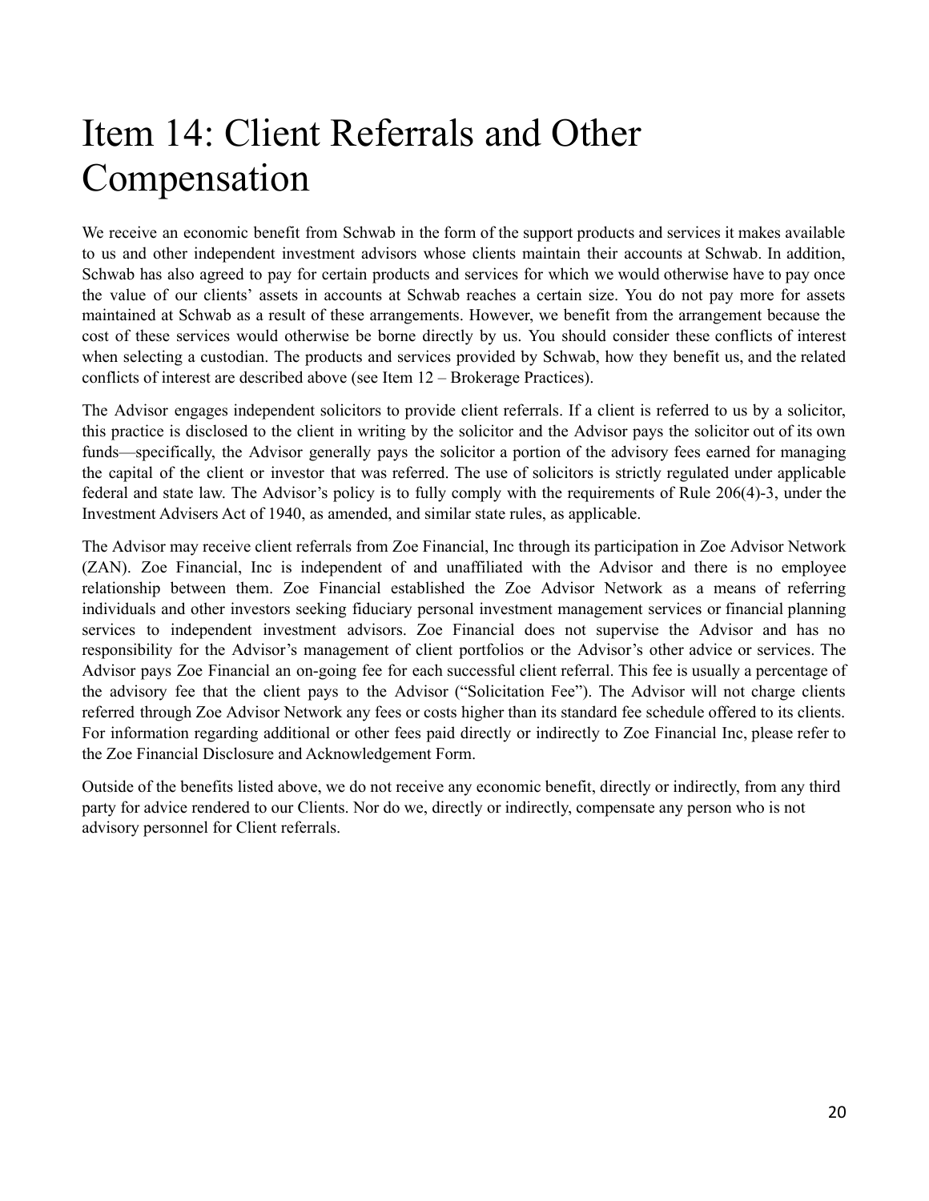# Item 14: Client Referrals and Other Compensation

We receive an economic benefit from Schwab in the form of the support products and services it makes available to us and other independent investment advisors whose clients maintain their accounts at Schwab. In addition, Schwab has also agreed to pay for certain products and services for which we would otherwise have to pay once the value of our clients' assets in accounts at Schwab reaches a certain size. You do not pay more for assets maintained at Schwab as a result of these arrangements. However, we benefit from the arrangement because the cost of these services would otherwise be borne directly by us. You should consider these conflicts of interest when selecting a custodian. The products and services provided by Schwab, how they benefit us, and the related conflicts of interest are described above (see Item 12 – Brokerage Practices).

The Advisor engages independent solicitors to provide client referrals. If a client is referred to us by a solicitor, this practice is disclosed to the client in writing by the solicitor and the Advisor pays the solicitor out of its own funds—specifically, the Advisor generally pays the solicitor a portion of the advisory fees earned for managing the capital of the client or investor that was referred. The use of solicitors is strictly regulated under applicable federal and state law. The Advisor's policy is to fully comply with the requirements of Rule 206(4)-3, under the Investment Advisers Act of 1940, as amended, and similar state rules, as applicable.

The Advisor may receive client referrals from Zoe Financial, Inc through its participation in Zoe Advisor Network (ZAN). Zoe Financial, Inc is independent of and unaffiliated with the Advisor and there is no employee relationship between them. Zoe Financial established the Zoe Advisor Network as a means of referring individuals and other investors seeking fiduciary personal investment management services or financial planning services to independent investment advisors. Zoe Financial does not supervise the Advisor and has no responsibility for the Advisor's management of client portfolios or the Advisor's other advice or services. The Advisor pays Zoe Financial an on-going fee for each successful client referral. This fee is usually a percentage of the advisory fee that the client pays to the Advisor ("Solicitation Fee"). The Advisor will not charge clients referred through Zoe Advisor Network any fees or costs higher than its standard fee schedule offered to its clients. For information regarding additional or other fees paid directly or indirectly to Zoe Financial Inc, please refer to the Zoe Financial Disclosure and Acknowledgement Form.

Outside of the benefits listed above, we do not receive any economic benefit, directly or indirectly, from any third party for advice rendered to our Clients. Nor do we, directly or indirectly, compensate any person who is not advisory personnel for Client referrals.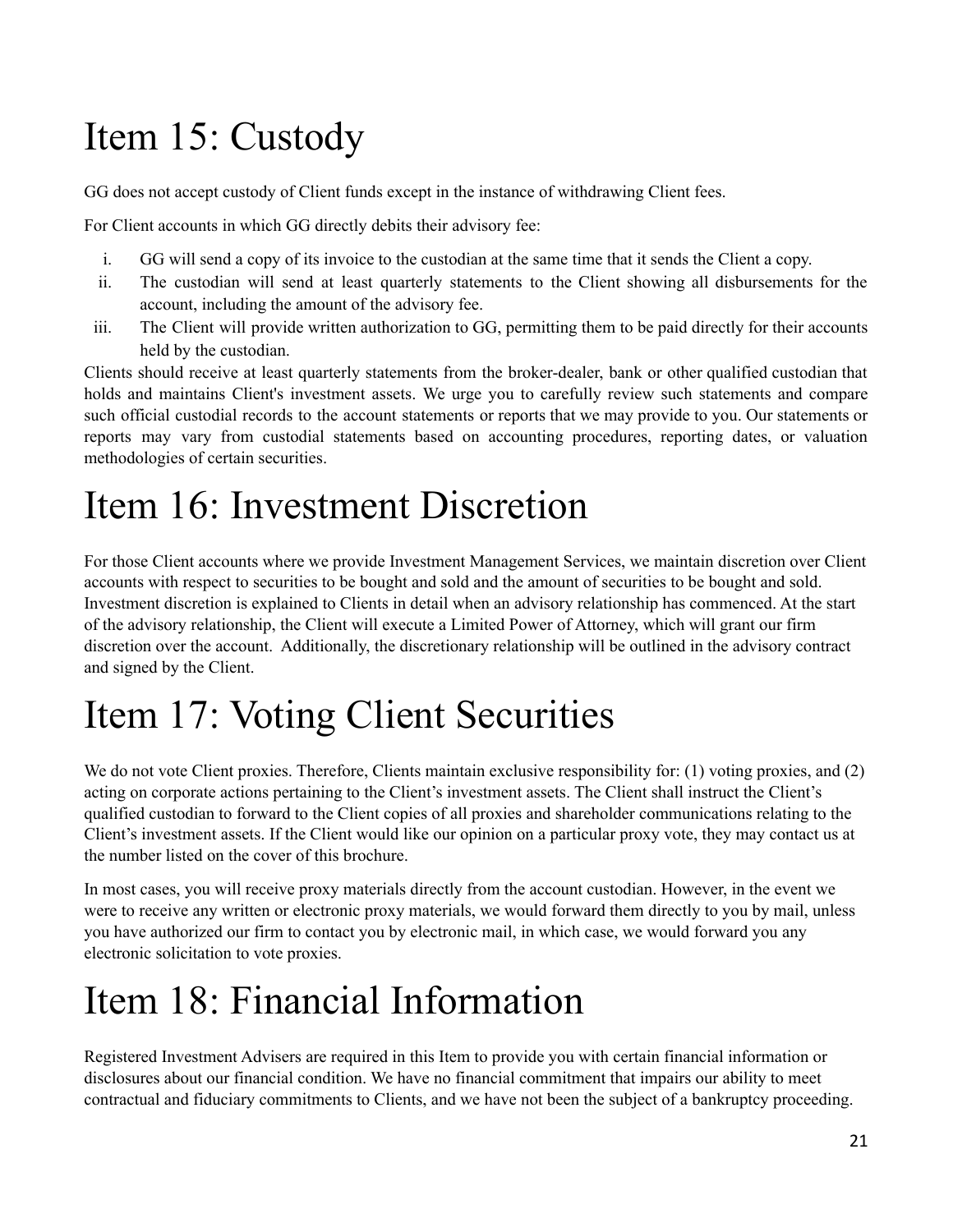# Item 15: Custody

GG does not accept custody of Client funds except in the instance of withdrawing Client fees.

For Client accounts in which GG directly debits their advisory fee:

i. GG will send a copy of its invoice to the custodian at the same time that it sends the Client a copy.
ii. The custodian will send at least quarterly statements to the Client showing all disbursements for the account, including the amount of the advisory fee.
iii. The Client will provide written authorization to GG, permitting them to be paid directly for their accounts held by the custodian.

Clients should receive at least quarterly statements from the broker-dealer, bank or other qualified custodian that holds and maintains Client's investment assets. We urge you to carefully review such statements and compare such official custodial records to the account statements or reports that we may provide to you. Our statements or reports may vary from custodial statements based on accounting procedures, reporting dates, or valuation methodologies of certain securities.

# Item 16: Investment Discretion

For those Client accounts where we provide Investment Management Services, we maintain discretion over Client accounts with respect to securities to be bought and sold and the amount of securities to be bought and sold. Investment discretion is explained to Clients in detail when an advisory relationship has commenced. At the start of the advisory relationship, the Client will execute a Limited Power of Attorney, which will grant our firm discretion over the account. Additionally, the discretionary relationship will be outlined in the advisory contract and signed by the Client.

# Item 17: Voting Client Securities

We do not vote Client proxies. Therefore, Clients maintain exclusive responsibility for: (1) voting proxies, and (2) acting on corporate actions pertaining to the Client's investment assets. The Client shall instruct the Client's qualified custodian to forward to the Client copies of all proxies and shareholder communications relating to the Client's investment assets. If the Client would like our opinion on a particular proxy vote, they may contact us at the number listed on the cover of this brochure.

In most cases, you will receive proxy materials directly from the account custodian. However, in the event we were to receive any written or electronic proxy materials, we would forward them directly to you by mail, unless you have authorized our firm to contact you by electronic mail, in which case, we would forward you any electronic solicitation to vote proxies.

# Item 18: Financial Information

Registered Investment Advisers are required in this Item to provide you with certain financial information or disclosures about our financial condition. We have no financial commitment that impairs our ability to meet contractual and fiduciary commitments to Clients, and we have not been the subject of a bankruptcy proceeding.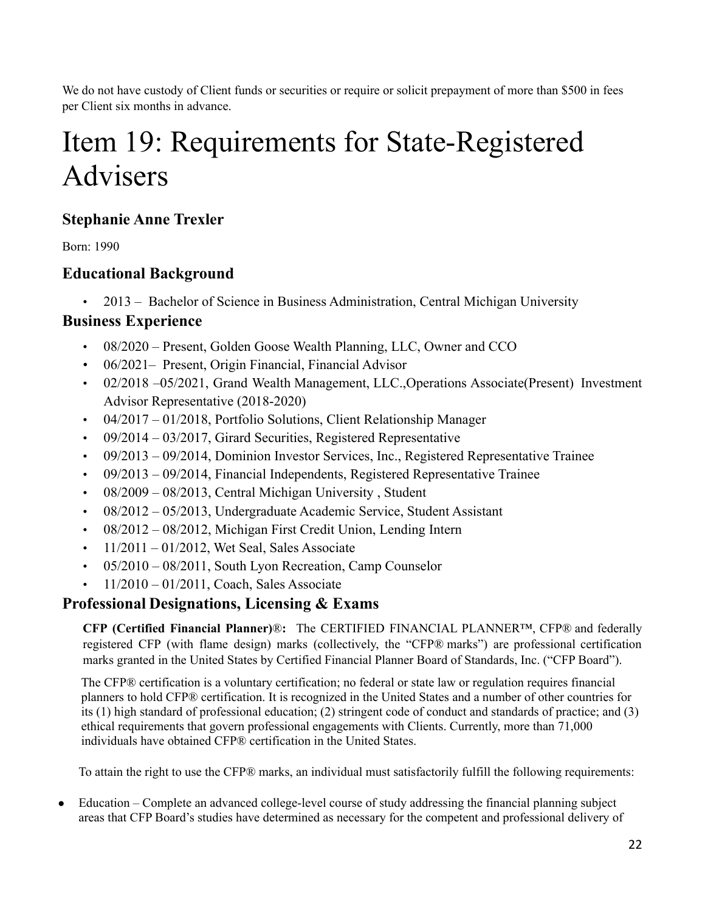We do not have custody of Client funds or securities or require or solicit prepayment of more than $500 in fees per Client six months in advance.

# Item 19: Requirements for State-Registered Advisers

### Stephanie Anne Trexler

Born: 1990

### Educational Background

- 2013 – Bachelor of Science in Business Administration, Central Michigan University

### Business Experience

- 08/2020 – Present, Golden Goose Wealth Planning, LLC, Owner and CCO
- 06/2021– Present, Origin Financial, Financial Advisor
- 02/2018 –05/2021, Grand Wealth Management, LLC.,Operations Associate(Present) Investment Advisor Representative (2018-2020)
- 04/2017 – 01/2018, Portfolio Solutions, Client Relationship Manager
- 09/2014 – 03/2017, Girard Securities, Registered Representative
- 09/2013 – 09/2014, Dominion Investor Services, Inc., Registered Representative Trainee
- 09/2013 – 09/2014, Financial Independents, Registered Representative Trainee
- 08/2009 – 08/2013, Central Michigan University , Student
- 08/2012 – 05/2013, Undergraduate Academic Service, Student Assistant
- 08/2012 – 08/2012, Michigan First Credit Union, Lending Intern
- 11/2011 – 01/2012, Wet Seal, Sales Associate
- 05/2010 – 08/2011, South Lyon Recreation, Camp Counselor
- 11/2010 – 01/2011, Coach, Sales Associate

### Professional Designations, Licensing & Exams

**CFP (Certified Financial Planner)®:** The CERTIFIED FINANCIAL PLANNER™, CFP® and federally registered CFP (with flame design) marks (collectively, the "CFP® marks") are professional certification marks granted in the United States by Certified Financial Planner Board of Standards, Inc. ("CFP Board").

The CFP® certification is a voluntary certification; no federal or state law or regulation requires financial planners to hold CFP® certification. It is recognized in the United States and a number of other countries for its (1) high standard of professional education; (2) stringent code of conduct and standards of practice; and (3) ethical requirements that govern professional engagements with Clients. Currently, more than 71,000 individuals have obtained CFP® certification in the United States.

To attain the right to use the CFP® marks, an individual must satisfactorily fulfill the following requirements:

- Education – Complete an advanced college-level course of study addressing the financial planning subject areas that CFP Board's studies have determined as necessary for the competent and professional delivery of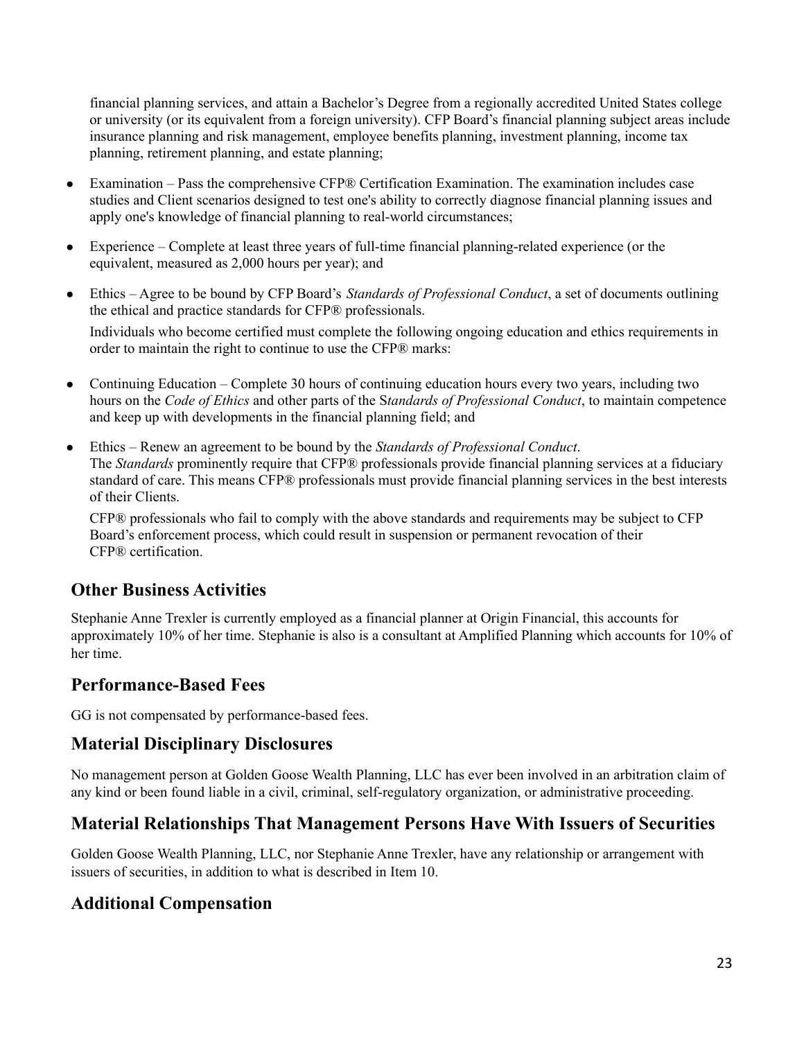financial planning services, and attain a Bachelor's Degree from a regionally accredited United States college or university (or its equivalent from a foreign university). CFP Board's financial planning subject areas include insurance planning and risk management, employee benefits planning, investment planning, income tax planning, retirement planning, and estate planning;

- Examination – Pass the comprehensive CFP® Certification Examination. The examination includes case studies and Client scenarios designed to test one's ability to correctly diagnose financial planning issues and apply one's knowledge of financial planning to real-world circumstances;
- Experience – Complete at least three years of full-time financial planning-related experience (or the equivalent, measured as 2,000 hours per year); and
- Ethics – Agree to be bound by CFP Board's *Standards of Professional Conduct*, a set of documents outlining the ethical and practice standards for CFP® professionals.

  Individuals who become certified must complete the following ongoing education and ethics requirements in order to maintain the right to continue to use the CFP® marks:

- Continuing Education – Complete 30 hours of continuing education hours every two years, including two hours on the *Code of Ethics* and other parts of the S*tandards of Professional Conduct*, to maintain competence and keep up with developments in the financial planning field; and
- Ethics – Renew an agreement to be bound by the *Standards of Professional Conduct*. The *Standards* prominently require that CFP® professionals provide financial planning services at a fiduciary standard of care. This means CFP® professionals must provide financial planning services in the best interests of their Clients.

  CFP® professionals who fail to comply with the above standards and requirements may be subject to CFP Board's enforcement process, which could result in suspension or permanent revocation of their CFP® certification.

## Other Business Activities

Stephanie Anne Trexler is currently employed as a financial planner at Origin Financial, this accounts for approximately 10% of her time. Stephanie is also is a consultant at Amplified Planning which accounts for 10% of her time.

## Performance-Based Fees

GG is not compensated by performance-based fees.

## Material Disciplinary Disclosures

No management person at Golden Goose Wealth Planning, LLC has ever been involved in an arbitration claim of any kind or been found liable in a civil, criminal, self-regulatory organization, or administrative proceeding.

## Material Relationships That Management Persons Have With Issuers of Securities

Golden Goose Wealth Planning, LLC, nor Stephanie Anne Trexler, have any relationship or arrangement with issuers of securities, in addition to what is described in Item 10.

## Additional Compensation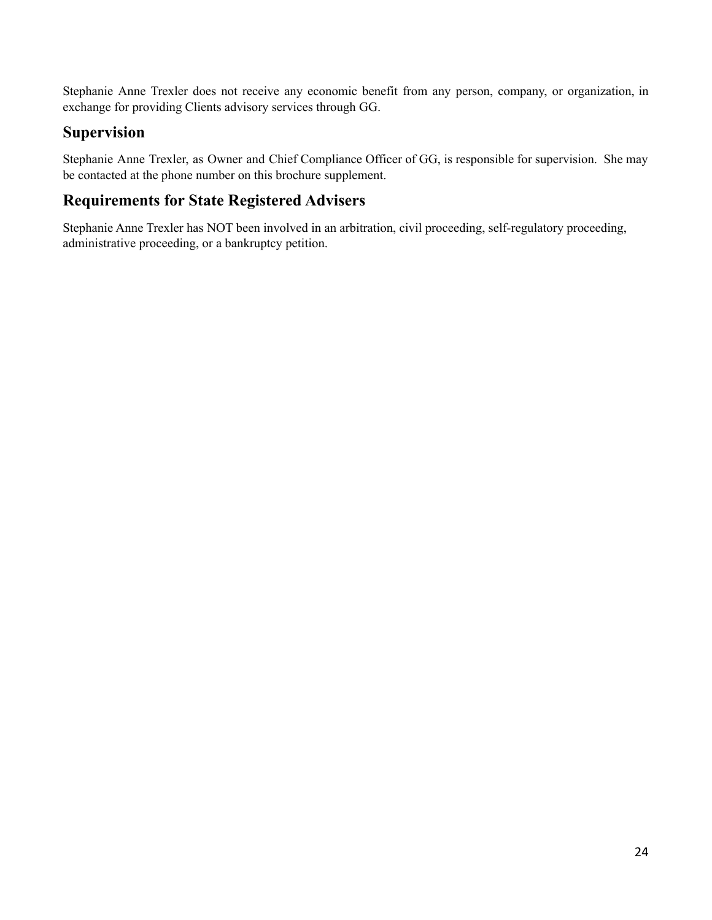Stephanie Anne Trexler does not receive any economic benefit from any person, company, or organization, in exchange for providing Clients advisory services through GG.

## Supervision

Stephanie Anne Trexler, as Owner and Chief Compliance Officer of GG, is responsible for supervision. She may be contacted at the phone number on this brochure supplement.

## Requirements for State Registered Advisers

Stephanie Anne Trexler has NOT been involved in an arbitration, civil proceeding, self-regulatory proceeding, administrative proceeding, or a bankruptcy petition.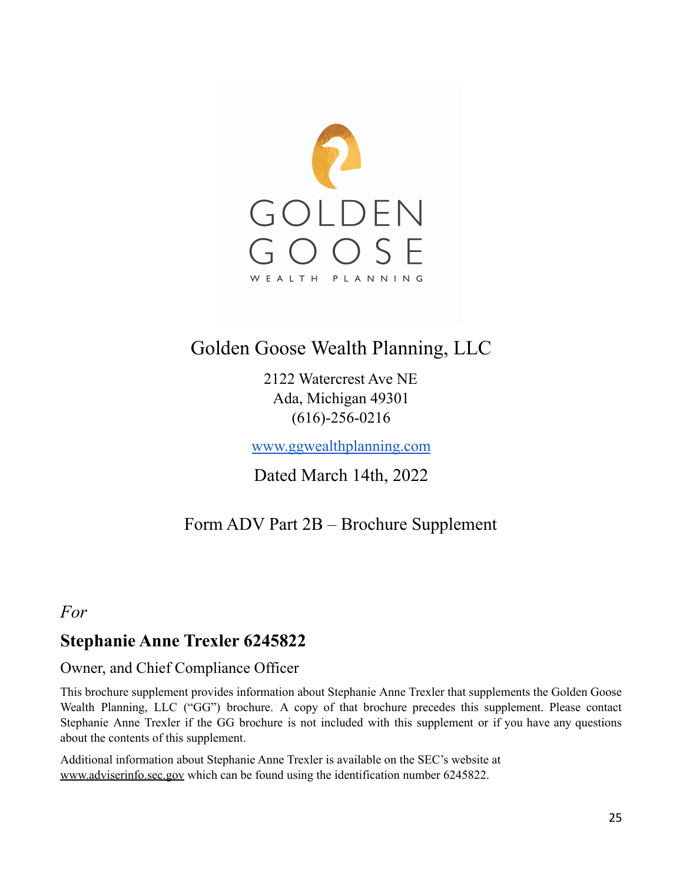# Golden Goose Wealth Planning, LLC

2122 Watercrest Ave NE
Ada, Michigan 49301
(616)-256-0216

www.ggwealthplanning.com

Dated March 14th, 2022

Form ADV Part 2B – Brochure Supplement

*For*

## Stephanie Anne Trexler 6245822

Owner, and Chief Compliance Officer

This brochure supplement provides information about Stephanie Anne Trexler that supplements the Golden Goose Wealth Planning, LLC ("GG") brochure. A copy of that brochure precedes this supplement. Please contact Stephanie Anne Trexler if the GG brochure is not included with this supplement or if you have any questions about the contents of this supplement.

Additional information about Stephanie Anne Trexler is available on the SEC's website at www.adviserinfo.sec.gov which can be found using the identification number 6245822.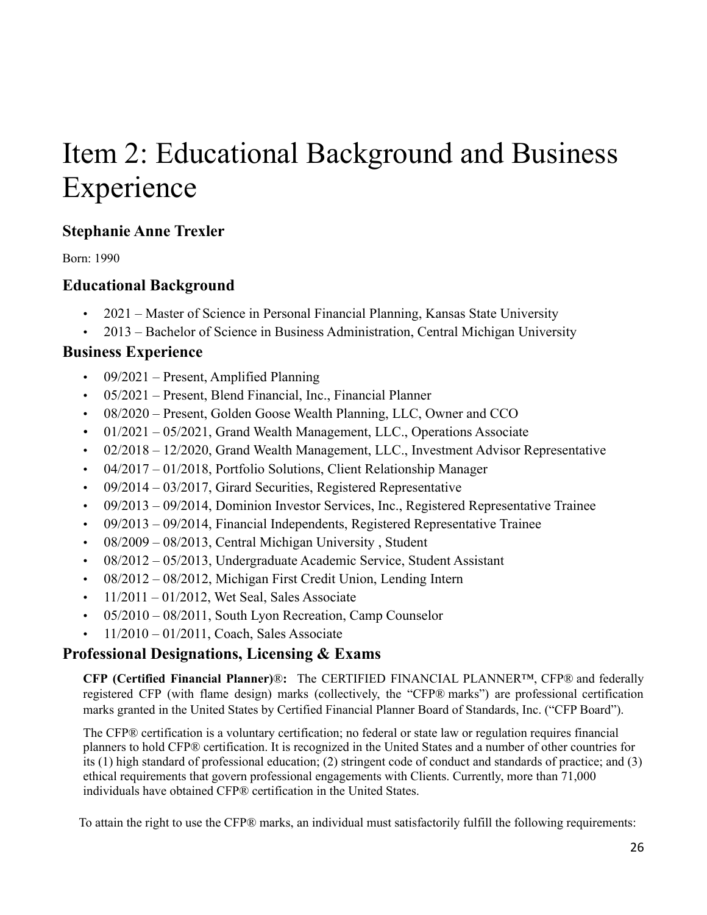# Item 2: Educational Background and Business Experience

## Stephanie Anne Trexler

Born: 1990

## Educational Background

- 2021 – Master of Science in Personal Financial Planning, Kansas State University
- 2013 – Bachelor of Science in Business Administration, Central Michigan University

## Business Experience

- 09/2021 – Present, Amplified Planning
- 05/2021 – Present, Blend Financial, Inc., Financial Planner
- 08/2020 – Present, Golden Goose Wealth Planning, LLC, Owner and CCO
- 01/2021 – 05/2021, Grand Wealth Management, LLC., Operations Associate
- 02/2018 – 12/2020, Grand Wealth Management, LLC., Investment Advisor Representative
- 04/2017 – 01/2018, Portfolio Solutions, Client Relationship Manager
- 09/2014 – 03/2017, Girard Securities, Registered Representative
- 09/2013 – 09/2014, Dominion Investor Services, Inc., Registered Representative Trainee
- 09/2013 – 09/2014, Financial Independents, Registered Representative Trainee
- 08/2009 – 08/2013, Central Michigan University , Student
- 08/2012 – 05/2013, Undergraduate Academic Service, Student Assistant
- 08/2012 – 08/2012, Michigan First Credit Union, Lending Intern
- 11/2011 – 01/2012, Wet Seal, Sales Associate
- 05/2010 – 08/2011, South Lyon Recreation, Camp Counselor
- 11/2010 – 01/2011, Coach, Sales Associate

## Professional Designations, Licensing & Exams

**CFP (Certified Financial Planner)®:** The CERTIFIED FINANCIAL PLANNER™, CFP® and federally registered CFP (with flame design) marks (collectively, the "CFP® marks") are professional certification marks granted in the United States by Certified Financial Planner Board of Standards, Inc. ("CFP Board").

The CFP® certification is a voluntary certification; no federal or state law or regulation requires financial planners to hold CFP® certification. It is recognized in the United States and a number of other countries for its (1) high standard of professional education; (2) stringent code of conduct and standards of practice; and (3) ethical requirements that govern professional engagements with Clients. Currently, more than 71,000 individuals have obtained CFP® certification in the United States.

To attain the right to use the CFP® marks, an individual must satisfactorily fulfill the following requirements: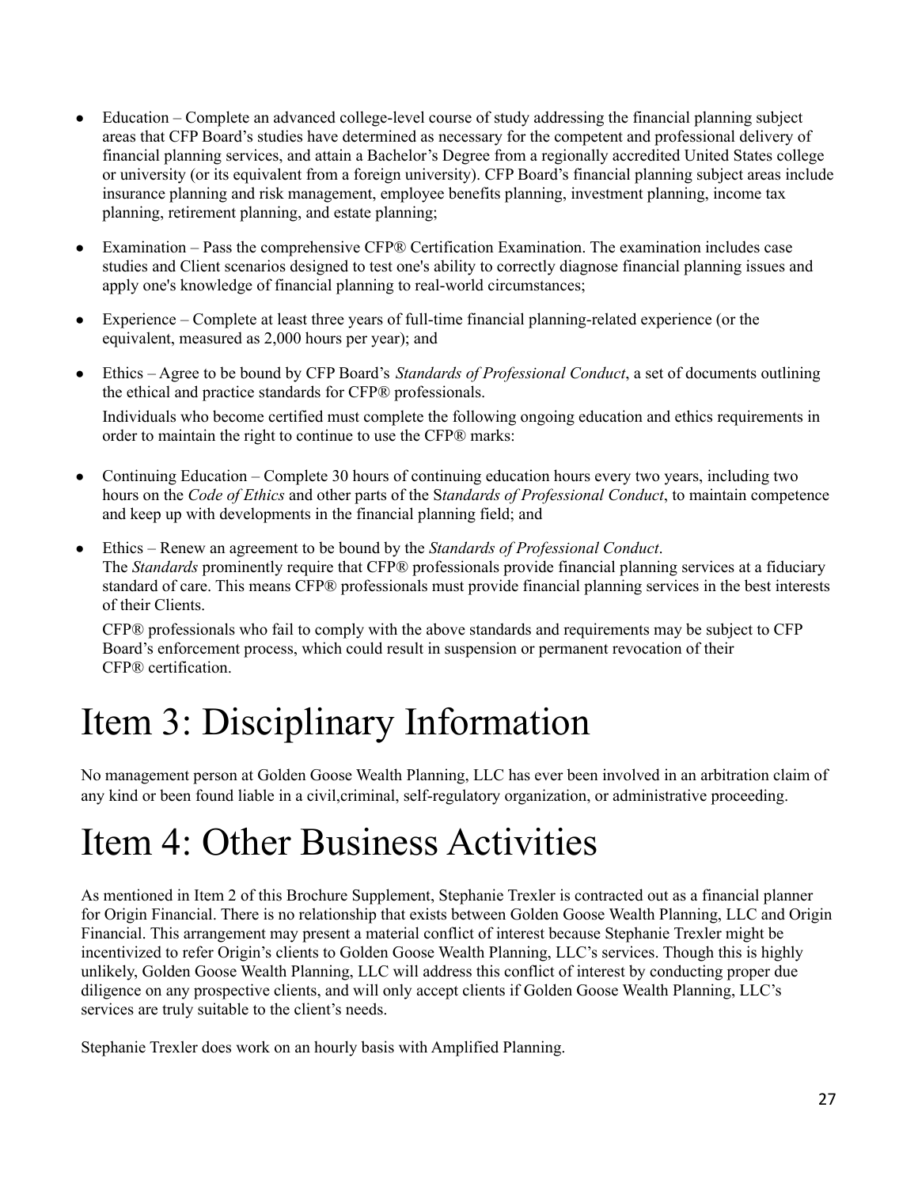- Education – Complete an advanced college-level course of study addressing the financial planning subject areas that CFP Board's studies have determined as necessary for the competent and professional delivery of financial planning services, and attain a Bachelor's Degree from a regionally accredited United States college or university (or its equivalent from a foreign university). CFP Board's financial planning subject areas include insurance planning and risk management, employee benefits planning, investment planning, income tax planning, retirement planning, and estate planning;

- Examination – Pass the comprehensive CFP® Certification Examination. The examination includes case studies and Client scenarios designed to test one's ability to correctly diagnose financial planning issues and apply one's knowledge of financial planning to real-world circumstances;

- Experience – Complete at least three years of full-time financial planning-related experience (or the equivalent, measured as 2,000 hours per year); and

- Ethics – Agree to be bound by CFP Board's *Standards of Professional Conduct*, a set of documents outlining the ethical and practice standards for CFP® professionals.

  Individuals who become certified must complete the following ongoing education and ethics requirements in order to maintain the right to continue to use the CFP® marks:

- Continuing Education – Complete 30 hours of continuing education hours every two years, including two hours on the *Code of Ethics* and other parts of the S*tandards of Professional Conduct*, to maintain competence and keep up with developments in the financial planning field; and

- Ethics – Renew an agreement to be bound by the *Standards of Professional Conduct*.
  The *Standards* prominently require that CFP® professionals provide financial planning services at a fiduciary standard of care. This means CFP® professionals must provide financial planning services in the best interests of their Clients.

  CFP® professionals who fail to comply with the above standards and requirements may be subject to CFP Board's enforcement process, which could result in suspension or permanent revocation of their CFP® certification.

# Item 3: Disciplinary Information

No management person at Golden Goose Wealth Planning, LLC has ever been involved in an arbitration claim of any kind or been found liable in a civil,criminal, self-regulatory organization, or administrative proceeding.

# Item 4: Other Business Activities

As mentioned in Item 2 of this Brochure Supplement, Stephanie Trexler is contracted out as a financial planner for Origin Financial. There is no relationship that exists between Golden Goose Wealth Planning, LLC and Origin Financial. This arrangement may present a material conflict of interest because Stephanie Trexler might be incentivized to refer Origin's clients to Golden Goose Wealth Planning, LLC's services. Though this is highly unlikely, Golden Goose Wealth Planning, LLC will address this conflict of interest by conducting proper due diligence on any prospective clients, and will only accept clients if Golden Goose Wealth Planning, LLC's services are truly suitable to the client's needs.

Stephanie Trexler does work on an hourly basis with Amplified Planning.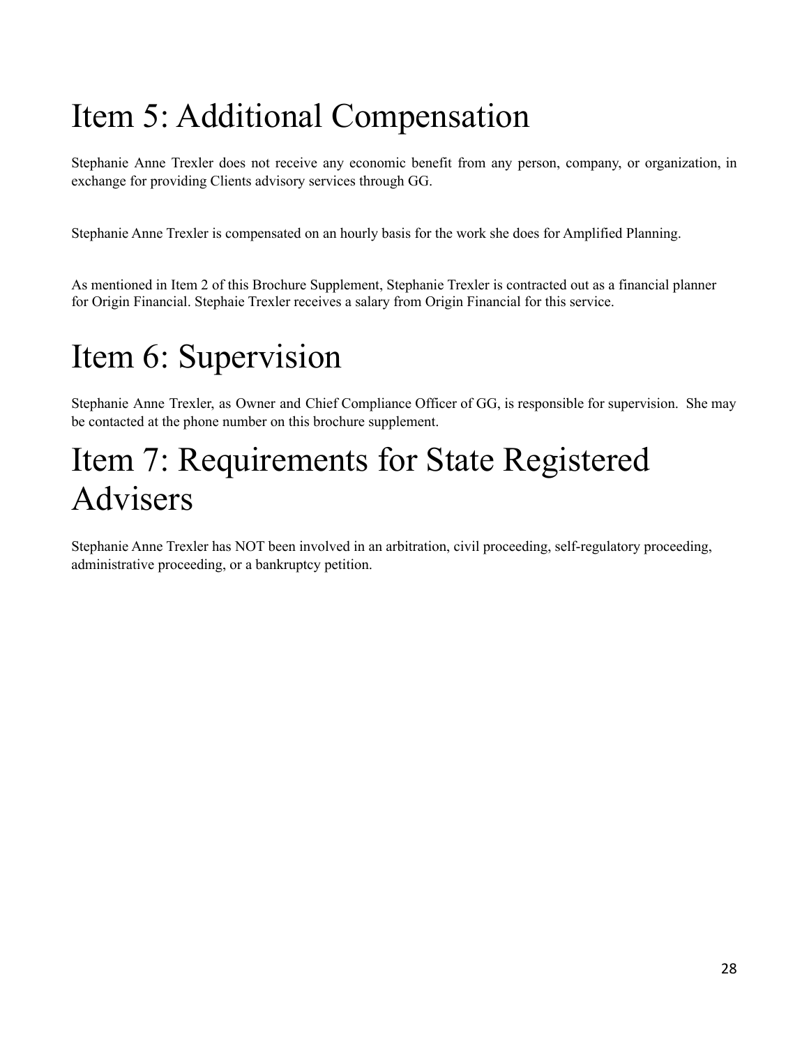# Item 5: Additional Compensation

Stephanie Anne Trexler does not receive any economic benefit from any person, company, or organization, in exchange for providing Clients advisory services through GG.

Stephanie Anne Trexler is compensated on an hourly basis for the work she does for Amplified Planning.

As mentioned in Item 2 of this Brochure Supplement, Stephanie Trexler is contracted out as a financial planner for Origin Financial. Stephaie Trexler receives a salary from Origin Financial for this service.

# Item 6: Supervision

Stephanie Anne Trexler, as Owner and Chief Compliance Officer of GG, is responsible for supervision. She may be contacted at the phone number on this brochure supplement.

# Item 7: Requirements for State Registered Advisers

Stephanie Anne Trexler has NOT been involved in an arbitration, civil proceeding, self-regulatory proceeding, administrative proceeding, or a bankruptcy petition.